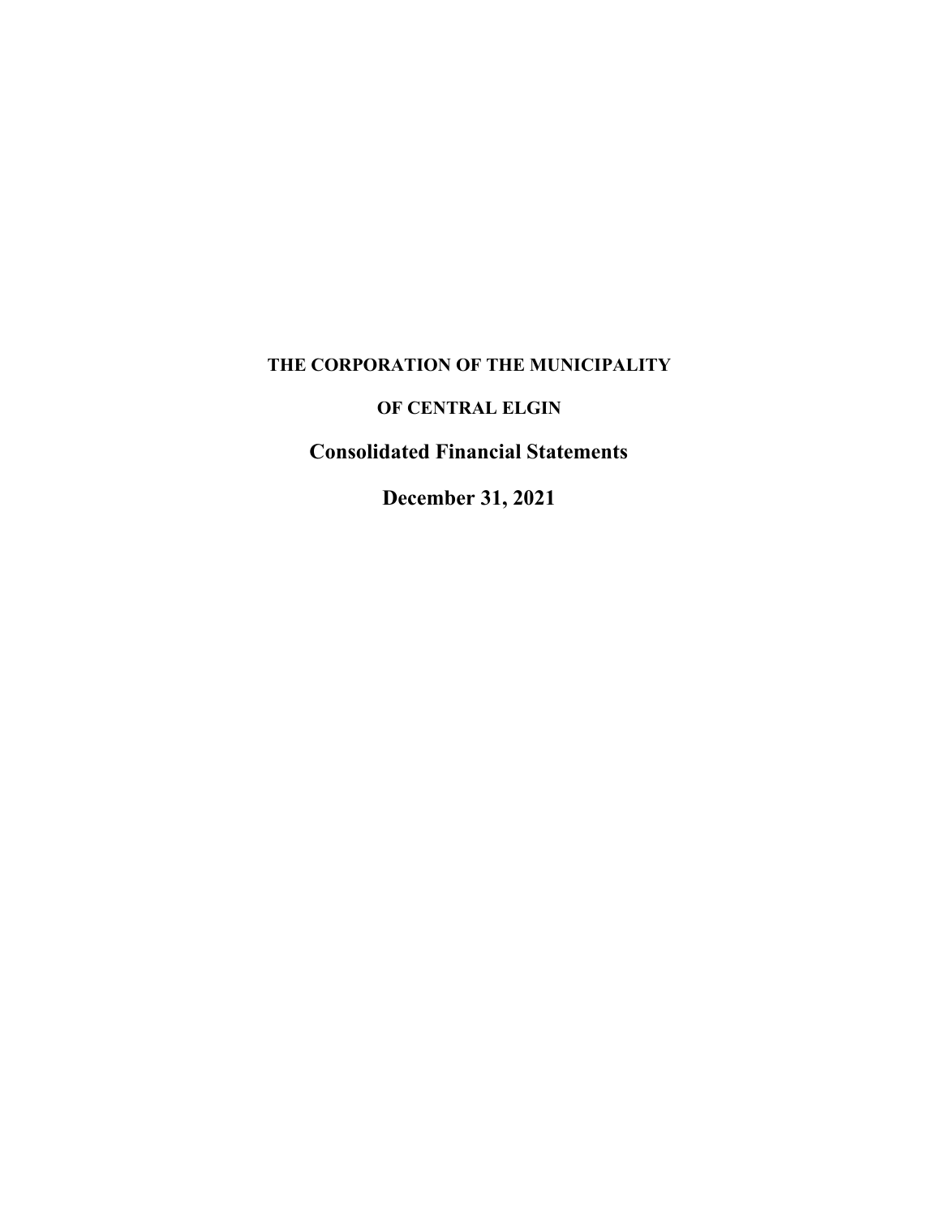**THE CORPORATION OF THE MUNICIPALITY**

**OF CENTRAL ELGIN**

# Consolidated Financial Statements

# December 31, 2021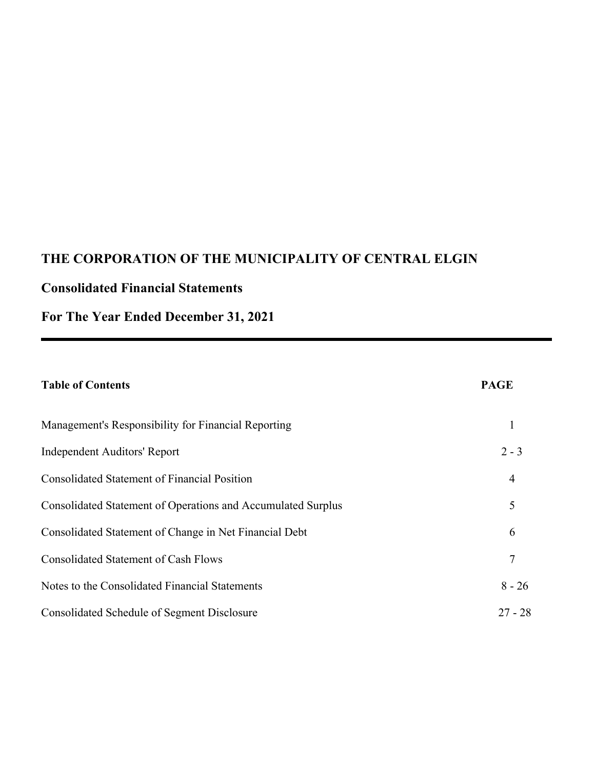# THE CORPORATION OF THE MUNICIPALITY OF CENTRAL ELGIN

## Consolidated Financial Statements

## For The Year Ended December 31, 2021

| **Table of Contents** | **PAGE** |
|---|---|
| Management's Responsibility for Financial Reporting | 1 |
| Independent Auditors' Report | 2 - 3 |
| Consolidated Statement of Financial Position | 4 |
| Consolidated Statement of Operations and Accumulated Surplus | 5 |
| Consolidated Statement of Change in Net Financial Debt | 6 |
| Consolidated Statement of Cash Flows | 7 |
| Notes to the Consolidated Financial Statements | 8 - 26 |
| Consolidated Schedule of Segment Disclosure | 27 - 28 |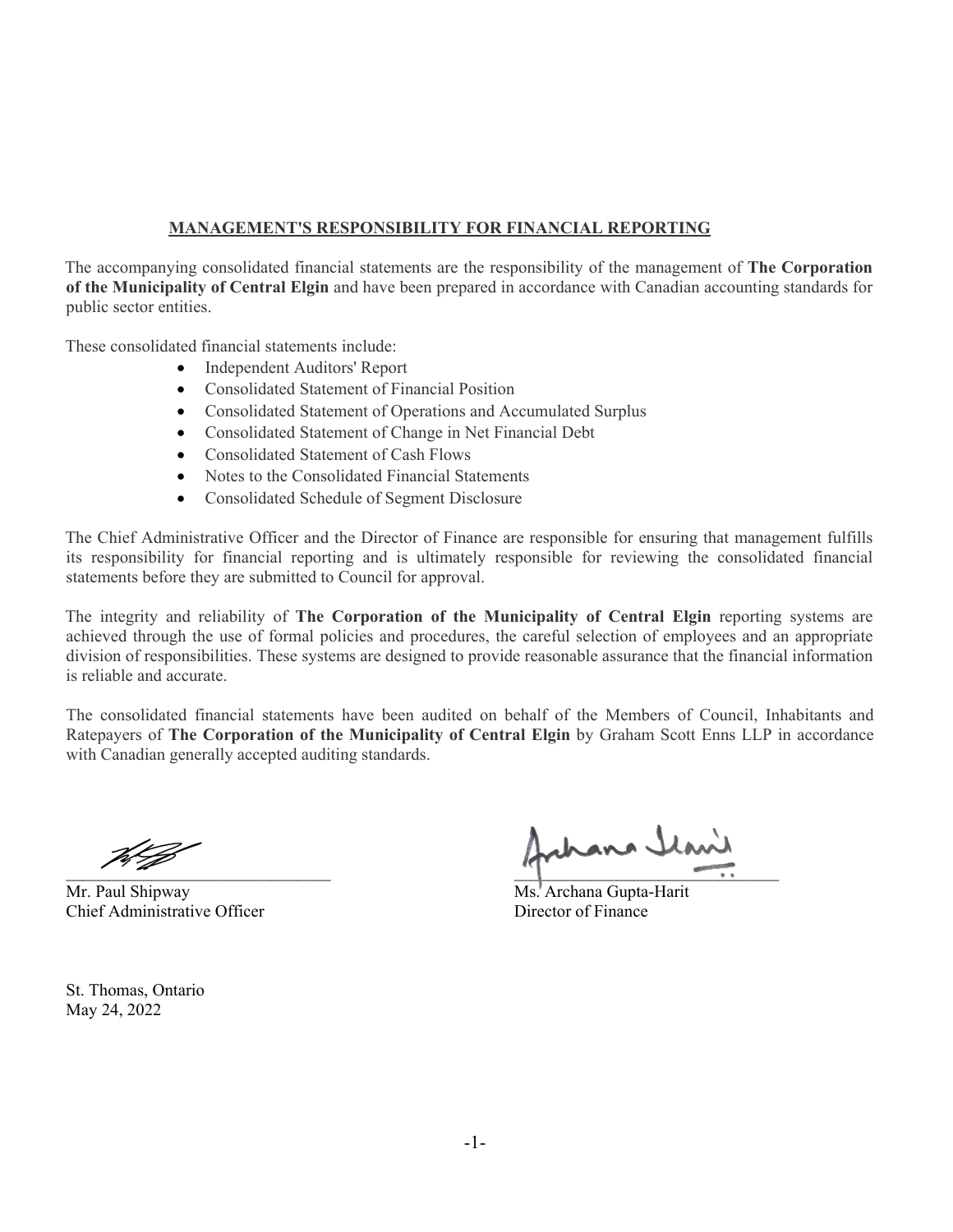## MANAGEMENT'S RESPONSIBILITY FOR FINANCIAL REPORTING

The accompanying consolidated financial statements are the responsibility of the management of **The Corporation of the Municipality of Central Elgin** and have been prepared in accordance with Canadian accounting standards for public sector entities.

These consolidated financial statements include:

- Independent Auditors' Report
- Consolidated Statement of Financial Position
- Consolidated Statement of Operations and Accumulated Surplus
- Consolidated Statement of Change in Net Financial Debt
- Consolidated Statement of Cash Flows
- Notes to the Consolidated Financial Statements
- Consolidated Schedule of Segment Disclosure

The Chief Administrative Officer and the Director of Finance are responsible for ensuring that management fulfills its responsibility for financial reporting and is ultimately responsible for reviewing the consolidated financial statements before they are submitted to Council for approval.

The integrity and reliability of **The Corporation of the Municipality of Central Elgin** reporting systems are achieved through the use of formal policies and procedures, the careful selection of employees and an appropriate division of responsibilities. These systems are designed to provide reasonable assurance that the financial information is reliable and accurate.

The consolidated financial statements have been audited on behalf of the Members of Council, Inhabitants and Ratepayers of **The Corporation of the Municipality of Central Elgin** by Graham Scott Enns LLP in accordance with Canadian generally accepted auditing standards.

Mr. Paul Shipway
Chief Administrative Officer

Ms. Archana Gupta-Harit
Director of Finance

St. Thomas, Ontario
May 24, 2022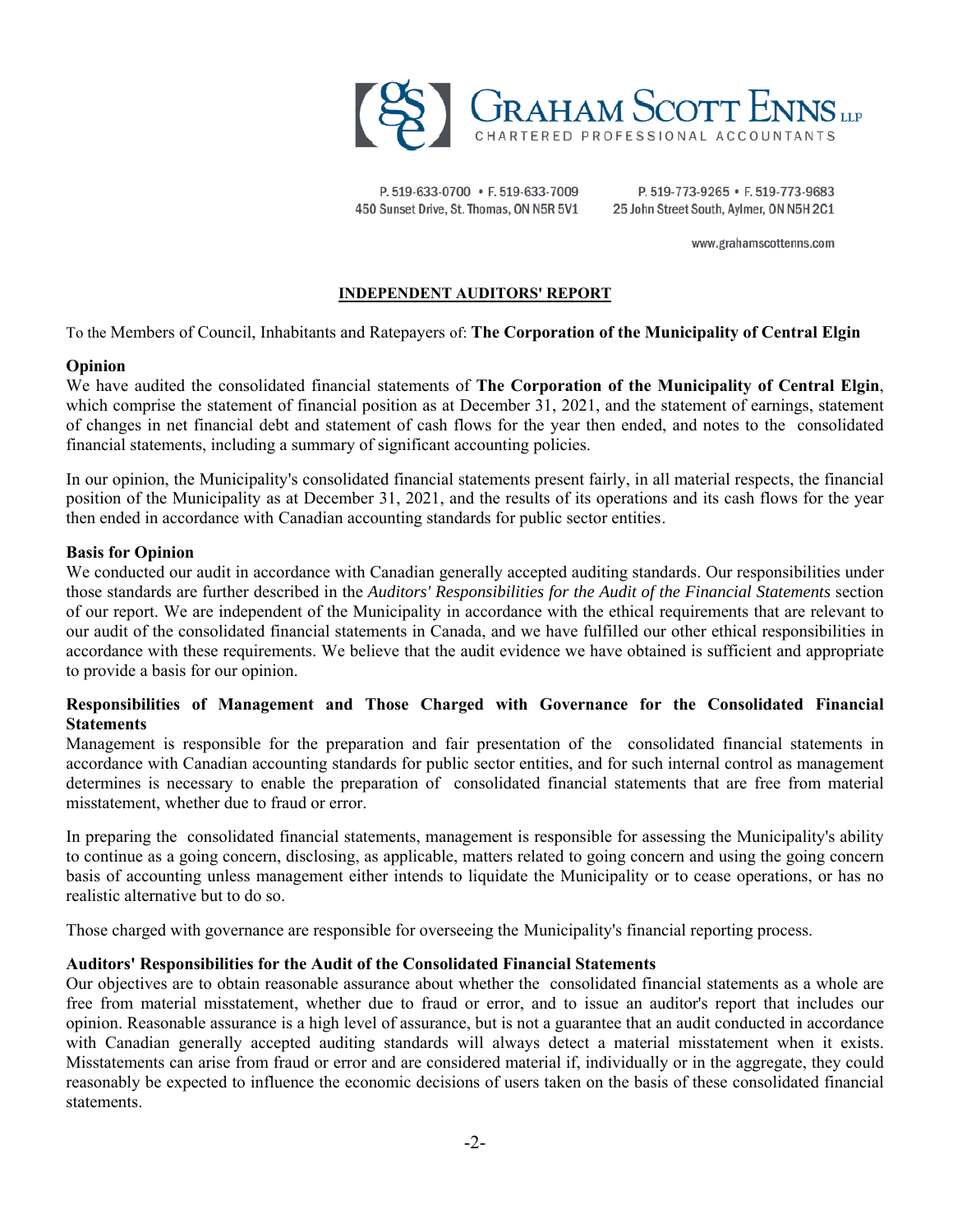**GRAHAM SCOTT ENNS LLP**
CHARTERED PROFESSIONAL ACCOUNTANTS

P. 519-633-0700 • F. 519-633-7009
450 Sunset Drive, St. Thomas, ON N5R 5V1

P. 519-773-9265 • F. 519-773-9683
25 John Street South, Aylmer, ON N5H 2C1

www.grahamscottenns.com

## INDEPENDENT AUDITORS' REPORT

To the Members of Council, Inhabitants and Ratepayers of: **The Corporation of the Municipality of Central Elgin**

### Opinion

We have audited the consolidated financial statements of **The Corporation of the Municipality of Central Elgin**, which comprise the statement of financial position as at December 31, 2021, and the statement of earnings, statement of changes in net financial debt and statement of cash flows for the year then ended, and notes to the consolidated financial statements, including a summary of significant accounting policies.

In our opinion, the Municipality's consolidated financial statements present fairly, in all material respects, the financial position of the Municipality as at December 31, 2021, and the results of its operations and its cash flows for the year then ended in accordance with Canadian accounting standards for public sector entities.

### Basis for Opinion

We conducted our audit in accordance with Canadian generally accepted auditing standards. Our responsibilities under those standards are further described in the *Auditors' Responsibilities for the Audit of the Financial Statements* section of our report. We are independent of the Municipality in accordance with the ethical requirements that are relevant to our audit of the consolidated financial statements in Canada, and we have fulfilled our other ethical responsibilities in accordance with these requirements. We believe that the audit evidence we have obtained is sufficient and appropriate to provide a basis for our opinion.

### Responsibilities of Management and Those Charged with Governance for the Consolidated Financial Statements

Management is responsible for the preparation and fair presentation of the consolidated financial statements in accordance with Canadian accounting standards for public sector entities, and for such internal control as management determines is necessary to enable the preparation of consolidated financial statements that are free from material misstatement, whether due to fraud or error.

In preparing the consolidated financial statements, management is responsible for assessing the Municipality's ability to continue as a going concern, disclosing, as applicable, matters related to going concern and using the going concern basis of accounting unless management either intends to liquidate the Municipality or to cease operations, or has no realistic alternative but to do so.

Those charged with governance are responsible for overseeing the Municipality's financial reporting process.

### Auditors' Responsibilities for the Audit of the Consolidated Financial Statements

Our objectives are to obtain reasonable assurance about whether the consolidated financial statements as a whole are free from material misstatement, whether due to fraud or error, and to issue an auditor's report that includes our opinion. Reasonable assurance is a high level of assurance, but is not a guarantee that an audit conducted in accordance with Canadian generally accepted auditing standards will always detect a material misstatement when it exists. Misstatements can arise from fraud or error and are considered material if, individually or in the aggregate, they could reasonably be expected to influence the economic decisions of users taken on the basis of these consolidated financial statements.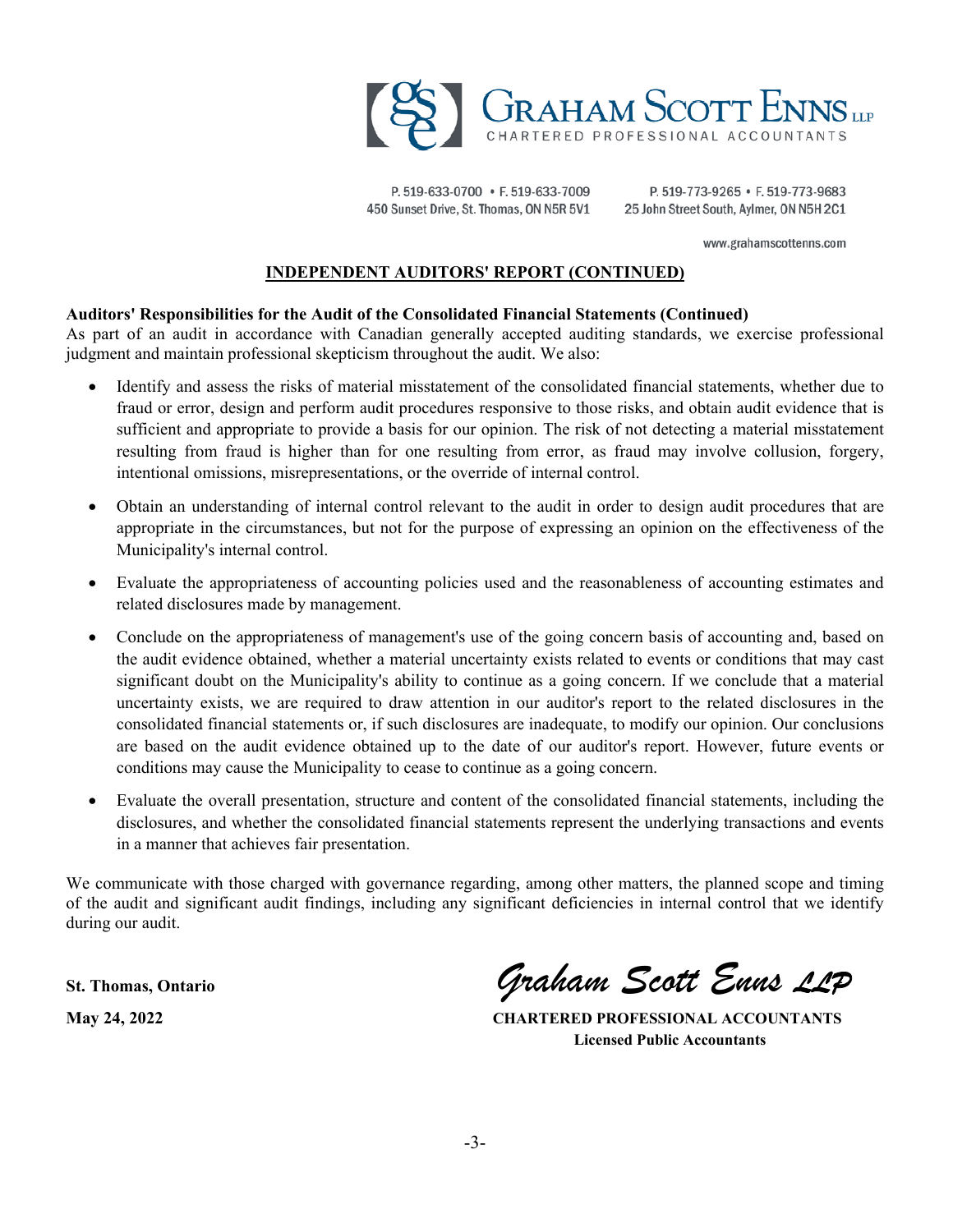# GRAHAM SCOTT ENNS LLP
CHARTERED PROFESSIONAL ACCOUNTANTS

P. 519-633-0700 • F. 519-633-7009
450 Sunset Drive, St. Thomas, ON N5R 5V1

P. 519-773-9265 • F. 519-773-9683
25 John Street South, Aylmer, ON N5H 2C1

www.grahamscottenns.com

## INDEPENDENT AUDITORS' REPORT (CONTINUED)

**Auditors' Responsibilities for the Audit of the Consolidated Financial Statements (Continued)**

As part of an audit in accordance with Canadian generally accepted auditing standards, we exercise professional judgment and maintain professional skepticism throughout the audit. We also:

- Identify and assess the risks of material misstatement of the consolidated financial statements, whether due to fraud or error, design and perform audit procedures responsive to those risks, and obtain audit evidence that is sufficient and appropriate to provide a basis for our opinion. The risk of not detecting a material misstatement resulting from fraud is higher than for one resulting from error, as fraud may involve collusion, forgery, intentional omissions, misrepresentations, or the override of internal control.

- Obtain an understanding of internal control relevant to the audit in order to design audit procedures that are appropriate in the circumstances, but not for the purpose of expressing an opinion on the effectiveness of the Municipality's internal control.

- Evaluate the appropriateness of accounting policies used and the reasonableness of accounting estimates and related disclosures made by management.

- Conclude on the appropriateness of management's use of the going concern basis of accounting and, based on the audit evidence obtained, whether a material uncertainty exists related to events or conditions that may cast significant doubt on the Municipality's ability to continue as a going concern. If we conclude that a material uncertainty exists, we are required to draw attention in our auditor's report to the related disclosures in the consolidated financial statements or, if such disclosures are inadequate, to modify our opinion. Our conclusions are based on the audit evidence obtained up to the date of our auditor's report. However, future events or conditions may cause the Municipality to cease to continue as a going concern.

- Evaluate the overall presentation, structure and content of the consolidated financial statements, including the disclosures, and whether the consolidated financial statements represent the underlying transactions and events in a manner that achieves fair presentation.

We communicate with those charged with governance regarding, among other matters, the planned scope and timing of the audit and significant audit findings, including any significant deficiencies in internal control that we identify during our audit.

**St. Thomas, Ontario**

**May 24, 2022**

*Graham Scott Enns LLP*

**CHARTERED PROFESSIONAL ACCOUNTANTS**
**Licensed Public Accountants**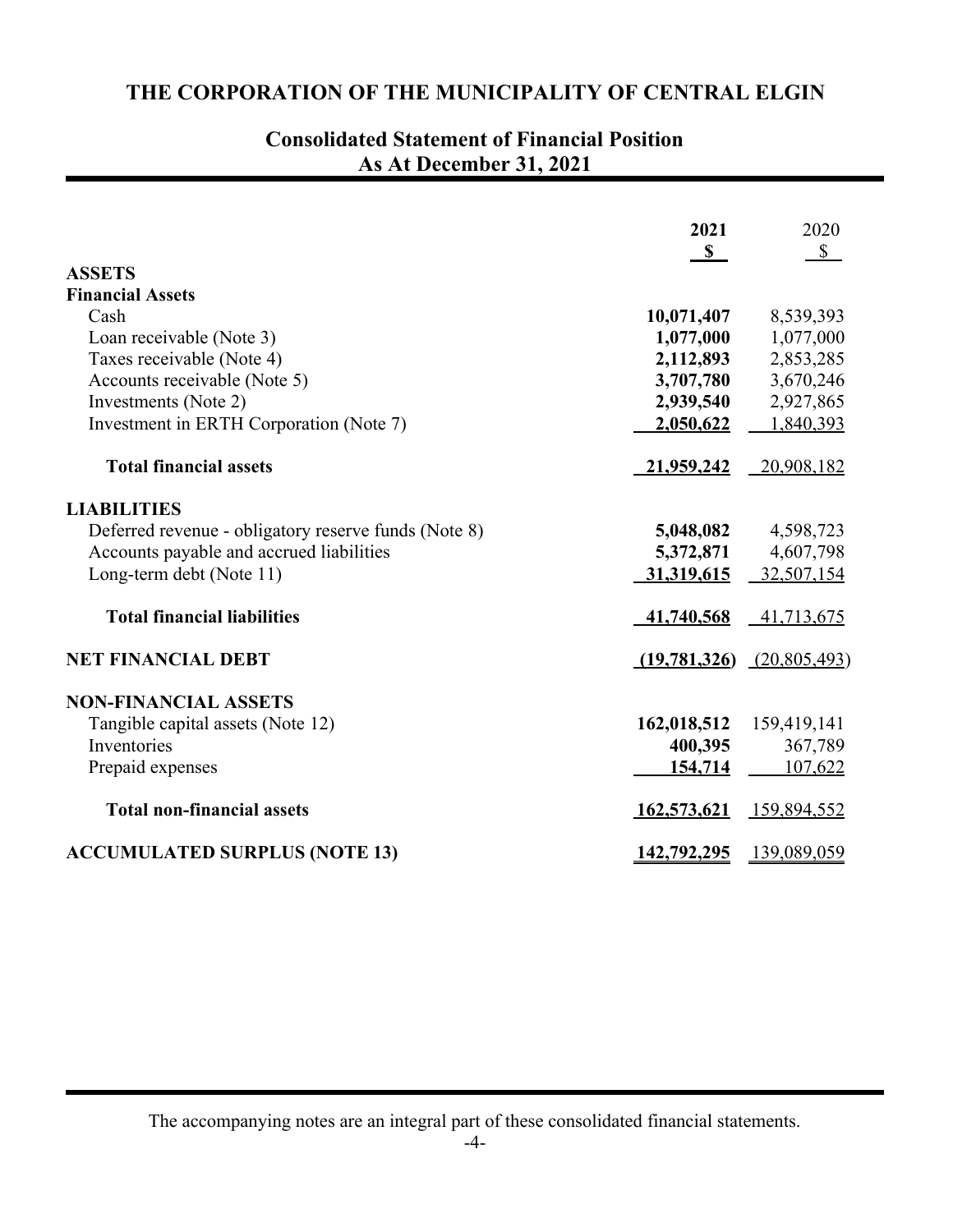# THE CORPORATION OF THE MUNICIPALITY OF CENTRAL ELGIN

## Consolidated Statement of Financial Position
## As At December 31, 2021

| | **2021** | 2020 |
|---|---|---|
| | **$** | $ |
| **ASSETS** | | |
| **Financial Assets** | | |
| Cash | **10,071,407** | 8,539,393 |
| Loan receivable (Note 3) | **1,077,000** | 1,077,000 |
| Taxes receivable (Note 4) | **2,112,893** | 2,853,285 |
| Accounts receivable (Note 5) | **3,707,780** | 3,670,246 |
| Investments (Note 2) | **2,939,540** | 2,927,865 |
| Investment in ERTH Corporation (Note 7) | **2,050,622** | 1,840,393 |
| **Total financial assets** | **21,959,242** | 20,908,182 |
| **LIABILITIES** | | |
| Deferred revenue - obligatory reserve funds (Note 8) | **5,048,082** | 4,598,723 |
| Accounts payable and accrued liabilities | **5,372,871** | 4,607,798 |
| Long-term debt (Note 11) | **31,319,615** | 32,507,154 |
| **Total financial liabilities** | **41,740,568** | 41,713,675 |
| **NET FINANCIAL DEBT** | **(19,781,326)** | (20,805,493) |
| **NON-FINANCIAL ASSETS** | | |
| Tangible capital assets (Note 12) | **162,018,512** | 159,419,141 |
| Inventories | **400,395** | 367,789 |
| Prepaid expenses | **154,714** | 107,622 |
| **Total non-financial assets** | **162,573,621** | 159,894,552 |
| **ACCUMULATED SURPLUS (NOTE 13)** | **142,792,295** | 139,089,059 |

The accompanying notes are an integral part of these consolidated financial statements.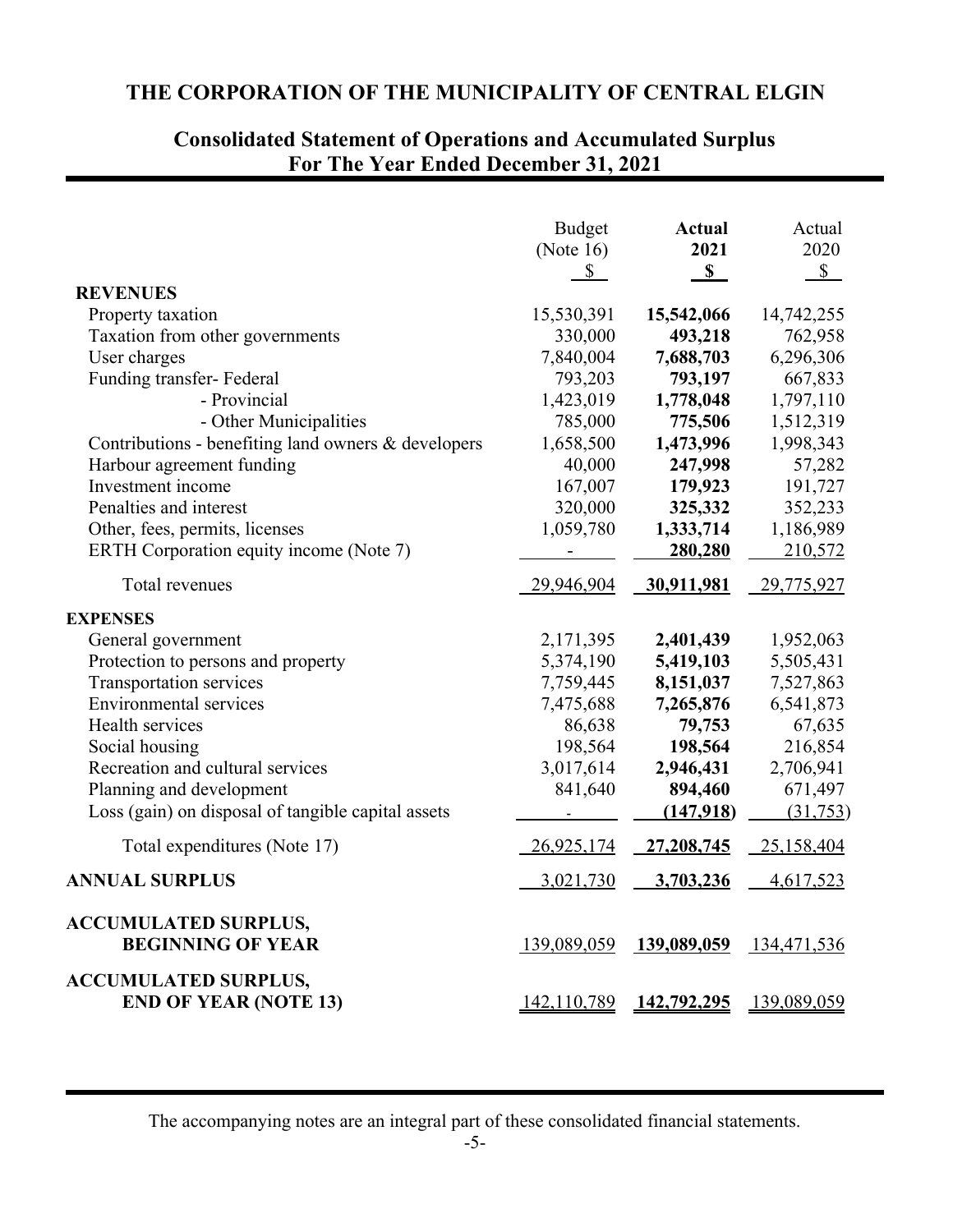# THE CORPORATION OF THE MUNICIPALITY OF CENTRAL ELGIN

## Consolidated Statement of Operations and Accumulated Surplus
## For The Year Ended December 31, 2021

| | Budget (Note 16) $ | **Actual 2021 $** | Actual 2020 $ |
|---|---|---|---|
| **REVENUES** | | | |
| Property taxation | 15,530,391 | **15,542,066** | 14,742,255 |
| Taxation from other governments | 330,000 | **493,218** | 762,958 |
| User charges | 7,840,004 | **7,688,703** | 6,296,306 |
| Funding transfer- Federal | 793,203 | **793,197** | 667,833 |
| - Provincial | 1,423,019 | **1,778,048** | 1,797,110 |
| - Other Municipalities | 785,000 | **775,506** | 1,512,319 |
| Contributions - benefiting land owners & developers | 1,658,500 | **1,473,996** | 1,998,343 |
| Harbour agreement funding | 40,000 | **247,998** | 57,282 |
| Investment income | 167,007 | **179,923** | 191,727 |
| Penalties and interest | 320,000 | **325,332** | 352,233 |
| Other, fees, permits, licenses | 1,059,780 | **1,333,714** | 1,186,989 |
| ERTH Corporation equity income (Note 7) | - | **280,280** | 210,572 |
| Total revenues | 29,946,904 | **30,911,981** | 29,775,927 |
| **EXPENSES** | | | |
| General government | 2,171,395 | **2,401,439** | 1,952,063 |
| Protection to persons and property | 5,374,190 | **5,419,103** | 5,505,431 |
| Transportation services | 7,759,445 | **8,151,037** | 7,527,863 |
| Environmental services | 7,475,688 | **7,265,876** | 6,541,873 |
| Health services | 86,638 | **79,753** | 67,635 |
| Social housing | 198,564 | **198,564** | 216,854 |
| Recreation and cultural services | 3,017,614 | **2,946,431** | 2,706,941 |
| Planning and development | 841,640 | **894,460** | 671,497 |
| Loss (gain) on disposal of tangible capital assets | - | **(147,918)** | (31,753) |
| Total expenditures (Note 17) | 26,925,174 | **27,208,745** | 25,158,404 |
| **ANNUAL SURPLUS** | 3,021,730 | **3,703,236** | 4,617,523 |
| **ACCUMULATED SURPLUS, BEGINNING OF YEAR** | 139,089,059 | **139,089,059** | 134,471,536 |
| **ACCUMULATED SURPLUS, END OF YEAR (NOTE 13)** | 142,110,789 | **142,792,295** | 139,089,059 |

The accompanying notes are an integral part of these consolidated financial statements.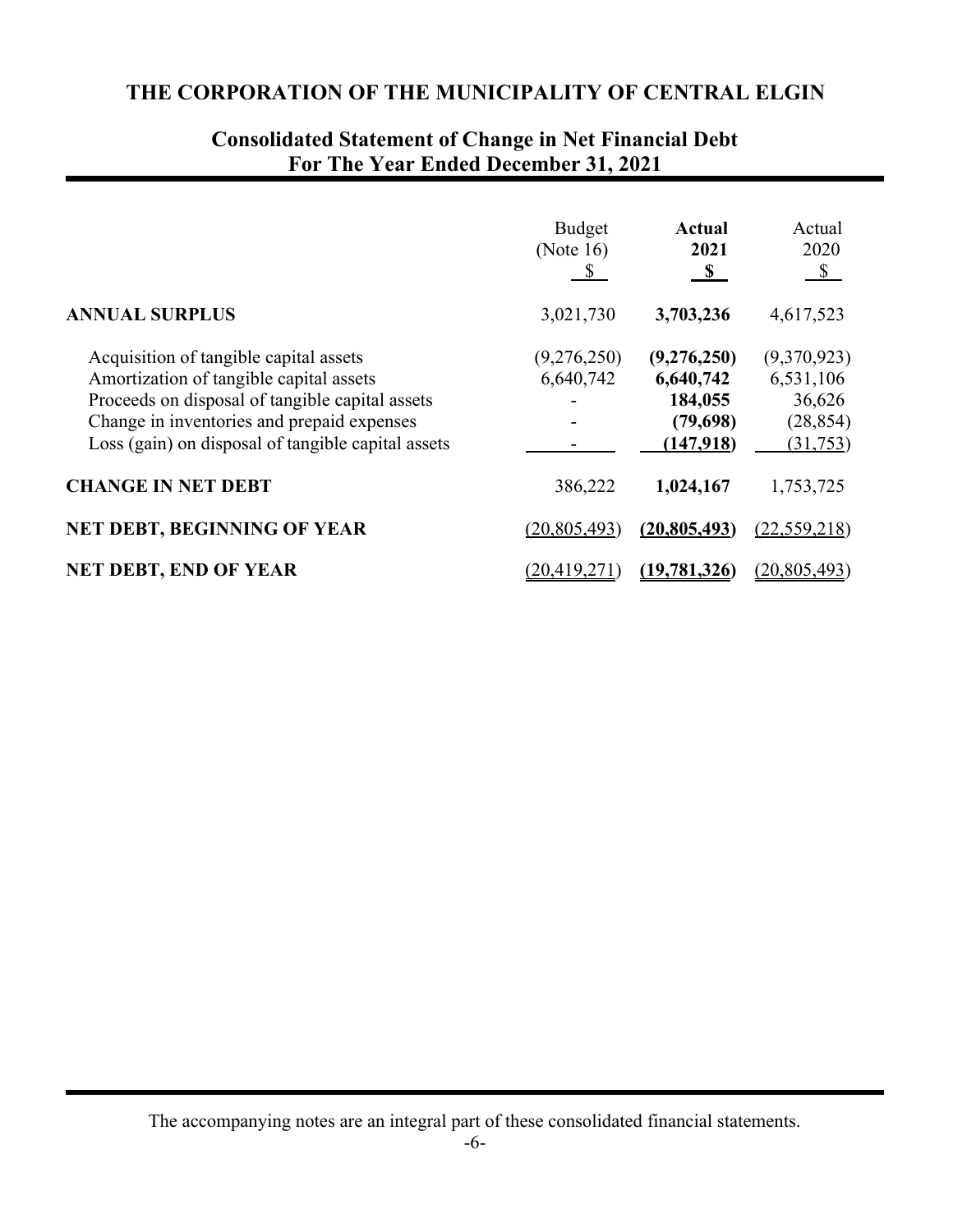# THE CORPORATION OF THE MUNICIPALITY OF CENTRAL ELGIN

## Consolidated Statement of Change in Net Financial Debt
## For The Year Ended December 31, 2021

| | Budget (Note 16) $ | **Actual 2021 $** | Actual 2020 $ |
|---|---|---|---|
| **ANNUAL SURPLUS** | 3,021,730 | **3,703,236** | 4,617,523 |
| Acquisition of tangible capital assets | (9,276,250) | **(9,276,250)** | (9,370,923) |
| Amortization of tangible capital assets | 6,640,742 | **6,640,742** | 6,531,106 |
| Proceeds on disposal of tangible capital assets | - | **184,055** | 36,626 |
| Change in inventories and prepaid expenses | - | **(79,698)** | (28,854) |
| Loss (gain) on disposal of tangible capital assets | - | **(147,918)** | (31,753) |
| **CHANGE IN NET DEBT** | 386,222 | **1,024,167** | 1,753,725 |
| **NET DEBT, BEGINNING OF YEAR** | (20,805,493) | **(20,805,493)** | (22,559,218) |
| **NET DEBT, END OF YEAR** | (20,419,271) | **(19,781,326)** | (20,805,493) |

The accompanying notes are an integral part of these consolidated financial statements.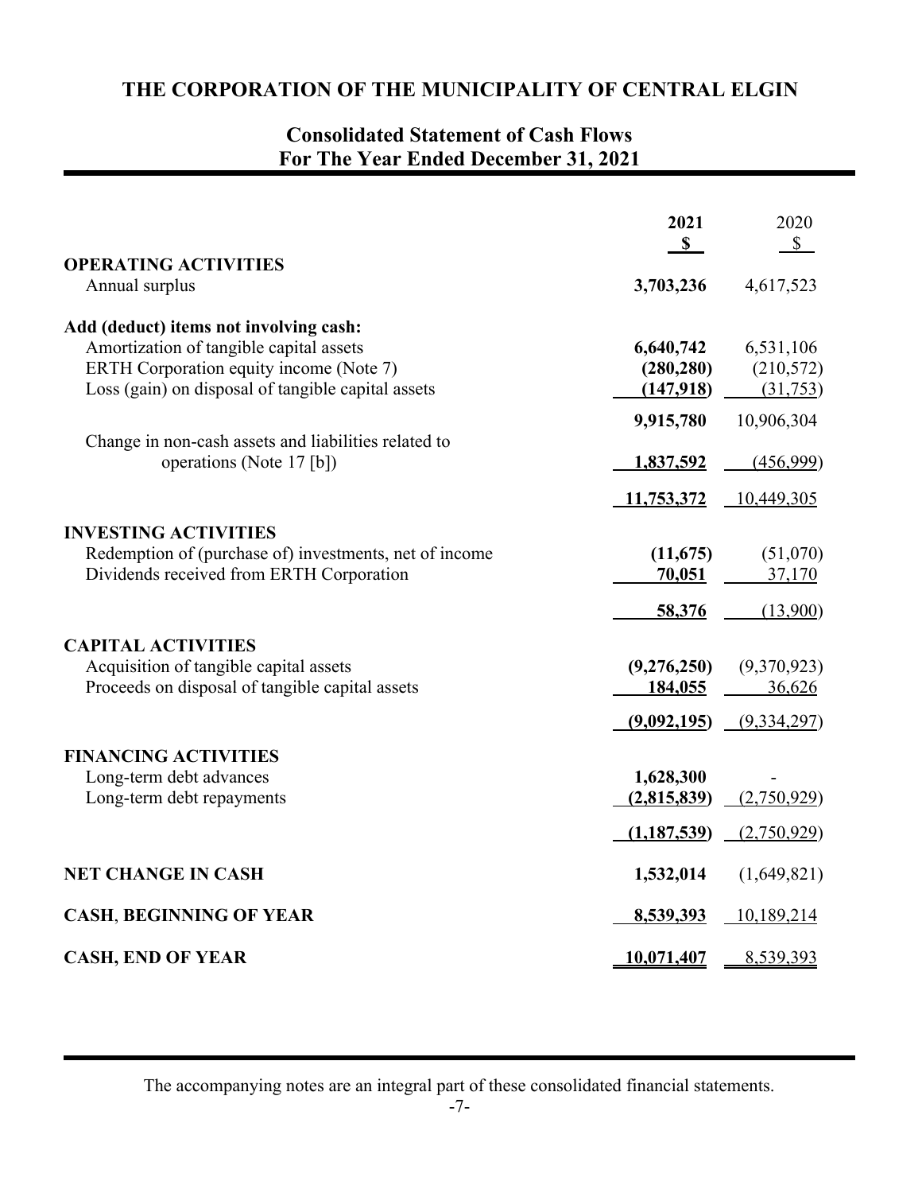# THE CORPORATION OF THE MUNICIPALITY OF CENTRAL ELGIN

## Consolidated Statement of Cash Flows
## For The Year Ended December 31, 2021

| | 2021 | 2020 |
|---|---|---|
| | $ | $ |
| **OPERATING ACTIVITIES** | | |
| Annual surplus | **3,703,236** | 4,617,523 |
| **Add (deduct) items not involving cash:** | | |
| Amortization of tangible capital assets | **6,640,742** | 6,531,106 |
| ERTH Corporation equity income (Note 7) | **(280,280)** | (210,572) |
| Loss (gain) on disposal of tangible capital assets | **(147,918)** | (31,753) |
| | **9,915,780** | 10,906,304 |
| Change in non-cash assets and liabilities related to operations (Note 17 [b]) | **1,837,592** | (456,999) |
| | **11,753,372** | 10,449,305 |
| **INVESTING ACTIVITIES** | | |
| Redemption of (purchase of) investments, net of income | **(11,675)** | (51,070) |
| Dividends received from ERTH Corporation | **70,051** | 37,170 |
| | **58,376** | (13,900) |
| **CAPITAL ACTIVITIES** | | |
| Acquisition of tangible capital assets | **(9,276,250)** | (9,370,923) |
| Proceeds on disposal of tangible capital assets | **184,055** | 36,626 |
| | **(9,092,195)** | (9,334,297) |
| **FINANCING ACTIVITIES** | | |
| Long-term debt advances | **1,628,300** | - |
| Long-term debt repayments | **(2,815,839)** | (2,750,929) |
| | **(1,187,539)** | (2,750,929) |
| **NET CHANGE IN CASH** | **1,532,014** | (1,649,821) |
| **CASH, BEGINNING OF YEAR** | **8,539,393** | 10,189,214 |
| **CASH, END OF YEAR** | **10,071,407** | 8,539,393 |

The accompanying notes are an integral part of these consolidated financial statements.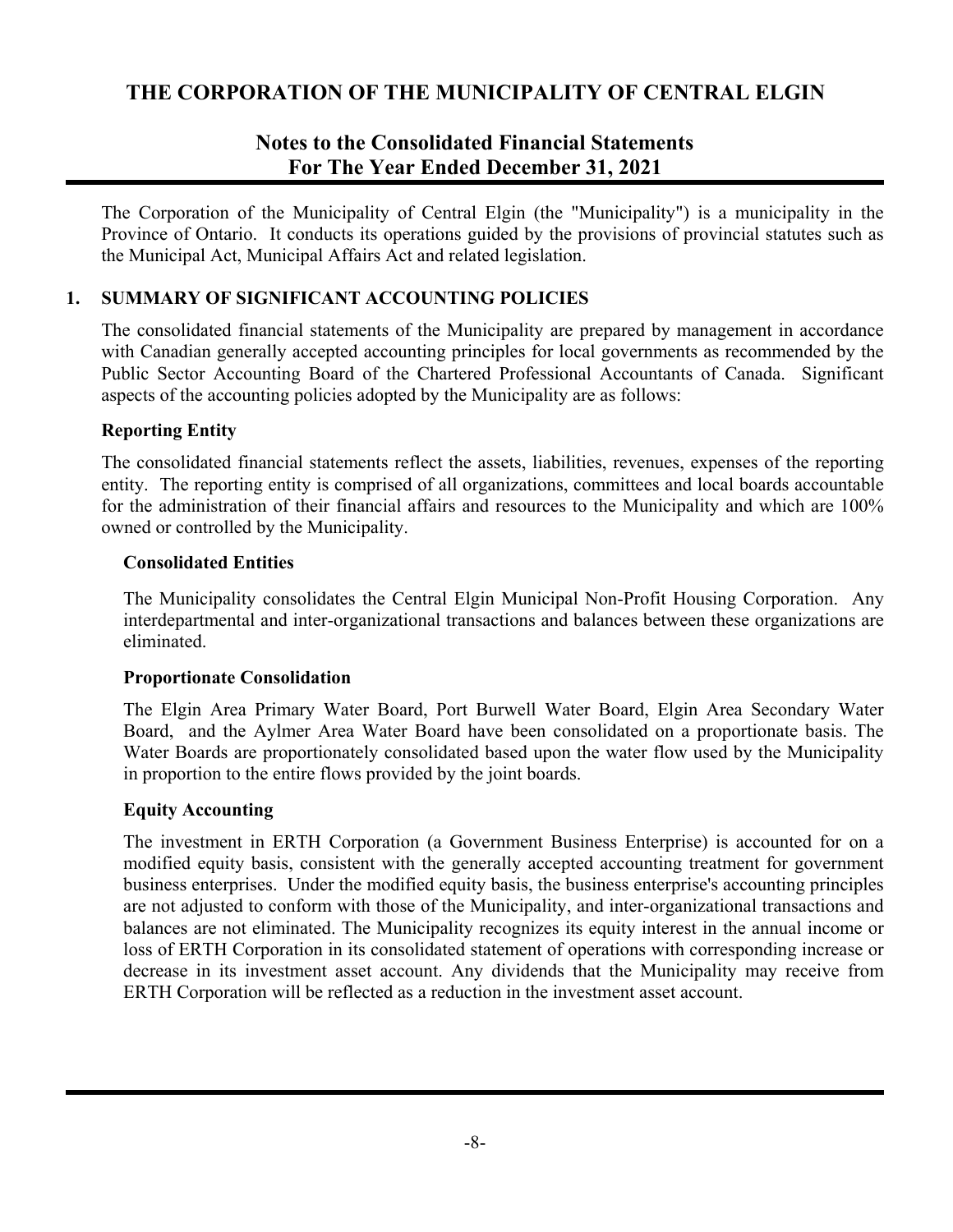# THE CORPORATION OF THE MUNICIPALITY OF CENTRAL ELGIN

## Notes to the Consolidated Financial Statements
## For The Year Ended December 31, 2021

The Corporation of the Municipality of Central Elgin (the "Municipality") is a municipality in the Province of Ontario. It conducts its operations guided by the provisions of provincial statutes such as the Municipal Act, Municipal Affairs Act and related legislation.

### 1. SUMMARY OF SIGNIFICANT ACCOUNTING POLICIES

The consolidated financial statements of the Municipality are prepared by management in accordance with Canadian generally accepted accounting principles for local governments as recommended by the Public Sector Accounting Board of the Chartered Professional Accountants of Canada. Significant aspects of the accounting policies adopted by the Municipality are as follows:

**Reporting Entity**

The consolidated financial statements reflect the assets, liabilities, revenues, expenses of the reporting entity. The reporting entity is comprised of all organizations, committees and local boards accountable for the administration of their financial affairs and resources to the Municipality and which are 100% owned or controlled by the Municipality.

**Consolidated Entities**

The Municipality consolidates the Central Elgin Municipal Non-Profit Housing Corporation. Any interdepartmental and inter-organizational transactions and balances between these organizations are eliminated.

**Proportionate Consolidation**

The Elgin Area Primary Water Board, Port Burwell Water Board, Elgin Area Secondary Water Board, and the Aylmer Area Water Board have been consolidated on a proportionate basis. The Water Boards are proportionately consolidated based upon the water flow used by the Municipality in proportion to the entire flows provided by the joint boards.

**Equity Accounting**

The investment in ERTH Corporation (a Government Business Enterprise) is accounted for on a modified equity basis, consistent with the generally accepted accounting treatment for government business enterprises. Under the modified equity basis, the business enterprise's accounting principles are not adjusted to conform with those of the Municipality, and inter-organizational transactions and balances are not eliminated. The Municipality recognizes its equity interest in the annual income or loss of ERTH Corporation in its consolidated statement of operations with corresponding increase or decrease in its investment asset account. Any dividends that the Municipality may receive from ERTH Corporation will be reflected as a reduction in the investment asset account.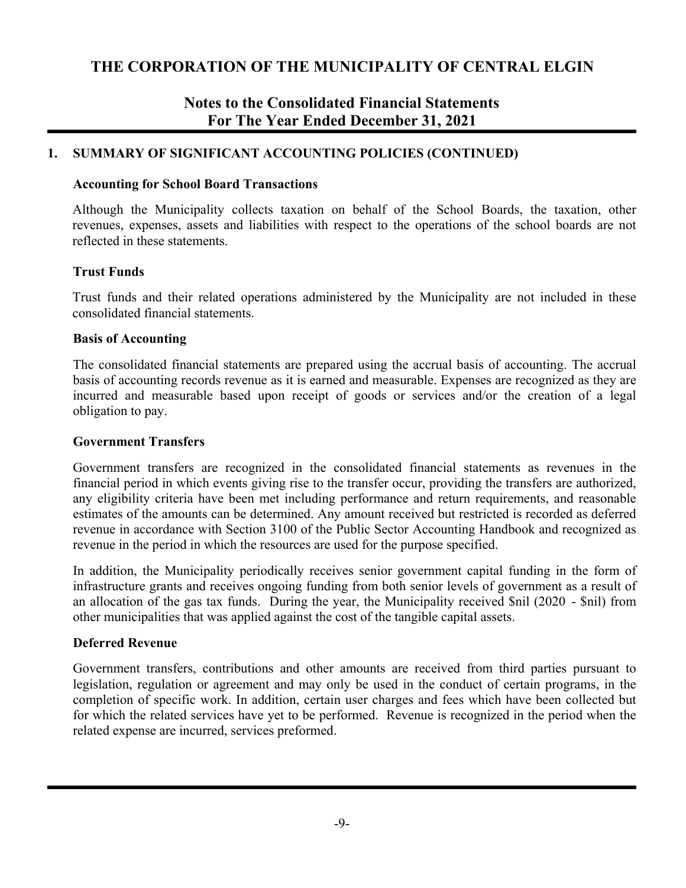# THE CORPORATION OF THE MUNICIPALITY OF CENTRAL ELGIN

## Notes to the Consolidated Financial Statements
## For The Year Ended December 31, 2021

### 1. SUMMARY OF SIGNIFICANT ACCOUNTING POLICIES (CONTINUED)

**Accounting for School Board Transactions**

Although the Municipality collects taxation on behalf of the School Boards, the taxation, other revenues, expenses, assets and liabilities with respect to the operations of the school boards are not reflected in these statements.

**Trust Funds**

Trust funds and their related operations administered by the Municipality are not included in these consolidated financial statements.

**Basis of Accounting**

The consolidated financial statements are prepared using the accrual basis of accounting. The accrual basis of accounting records revenue as it is earned and measurable. Expenses are recognized as they are incurred and measurable based upon receipt of goods or services and/or the creation of a legal obligation to pay.

**Government Transfers**

Government transfers are recognized in the consolidated financial statements as revenues in the financial period in which events giving rise to the transfer occur, providing the transfers are authorized, any eligibility criteria have been met including performance and return requirements, and reasonable estimates of the amounts can be determined. Any amount received but restricted is recorded as deferred revenue in accordance with Section 3100 of the Public Sector Accounting Handbook and recognized as revenue in the period in which the resources are used for the purpose specified.

In addition, the Municipality periodically receives senior government capital funding in the form of infrastructure grants and receives ongoing funding from both senior levels of government as a result of an allocation of the gas tax funds. During the year, the Municipality received $nil (2020 - $nil) from other municipalities that was applied against the cost of the tangible capital assets.

**Deferred Revenue**

Government transfers, contributions and other amounts are received from third parties pursuant to legislation, regulation or agreement and may only be used in the conduct of certain programs, in the completion of specific work. In addition, certain user charges and fees which have been collected but for which the related services have yet to be performed. Revenue is recognized in the period when the related expense are incurred, services preformed.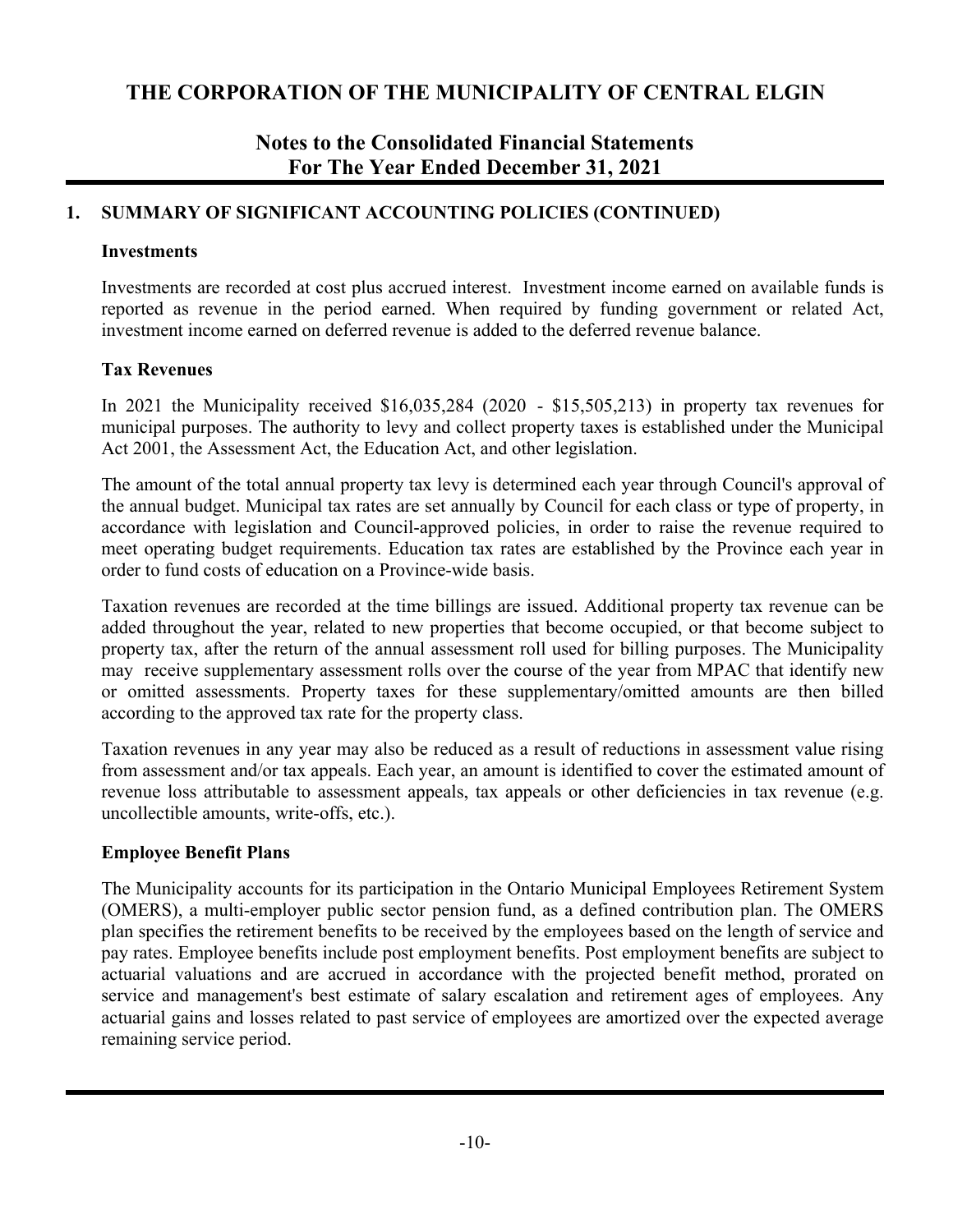# THE CORPORATION OF THE MUNICIPALITY OF CENTRAL ELGIN

## Notes to the Consolidated Financial Statements
## For The Year Ended December 31, 2021

### 1. SUMMARY OF SIGNIFICANT ACCOUNTING POLICIES (CONTINUED)

**Investments**

Investments are recorded at cost plus accrued interest. Investment income earned on available funds is reported as revenue in the period earned. When required by funding government or related Act, investment income earned on deferred revenue is added to the deferred revenue balance.

**Tax Revenues**

In 2021 the Municipality received $16,035,284 (2020 - $15,505,213) in property tax revenues for municipal purposes. The authority to levy and collect property taxes is established under the Municipal Act 2001, the Assessment Act, the Education Act, and other legislation.

The amount of the total annual property tax levy is determined each year through Council's approval of the annual budget. Municipal tax rates are set annually by Council for each class or type of property, in accordance with legislation and Council-approved policies, in order to raise the revenue required to meet operating budget requirements. Education tax rates are established by the Province each year in order to fund costs of education on a Province-wide basis.

Taxation revenues are recorded at the time billings are issued. Additional property tax revenue can be added throughout the year, related to new properties that become occupied, or that become subject to property tax, after the return of the annual assessment roll used for billing purposes. The Municipality may receive supplementary assessment rolls over the course of the year from MPAC that identify new or omitted assessments. Property taxes for these supplementary/omitted amounts are then billed according to the approved tax rate for the property class.

Taxation revenues in any year may also be reduced as a result of reductions in assessment value rising from assessment and/or tax appeals. Each year, an amount is identified to cover the estimated amount of revenue loss attributable to assessment appeals, tax appeals or other deficiencies in tax revenue (e.g. uncollectible amounts, write-offs, etc.).

**Employee Benefit Plans**

The Municipality accounts for its participation in the Ontario Municipal Employees Retirement System (OMERS), a multi-employer public sector pension fund, as a defined contribution plan. The OMERS plan specifies the retirement benefits to be received by the employees based on the length of service and pay rates. Employee benefits include post employment benefits. Post employment benefits are subject to actuarial valuations and are accrued in accordance with the projected benefit method, prorated on service and management's best estimate of salary escalation and retirement ages of employees. Any actuarial gains and losses related to past service of employees are amortized over the expected average remaining service period.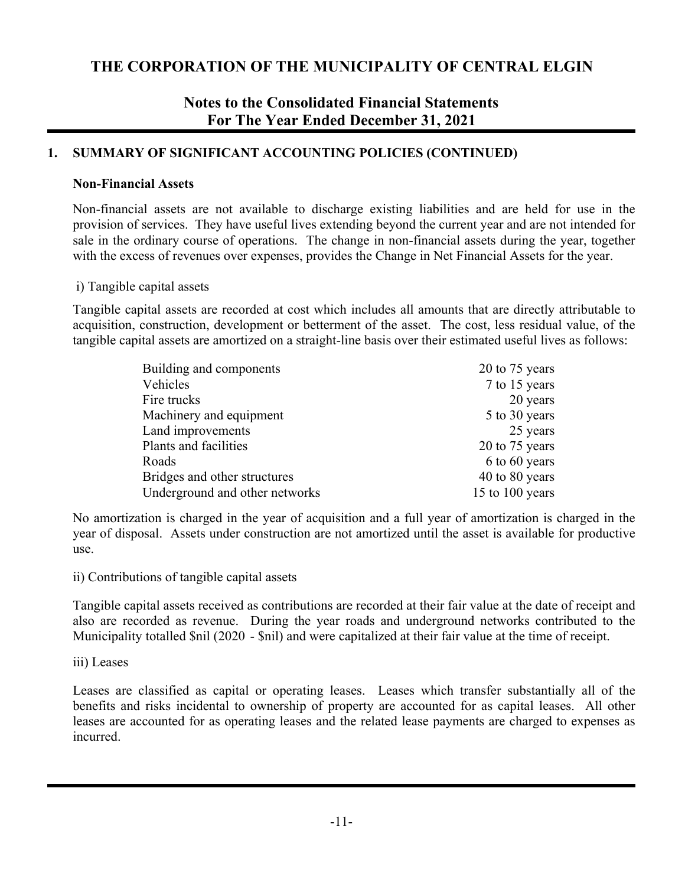## 1. SUMMARY OF SIGNIFICANT ACCOUNTING POLICIES (CONTINUED)

### Non-Financial Assets

Non-financial assets are not available to discharge existing liabilities and are held for use in the provision of services. They have useful lives extending beyond the current year and are not intended for sale in the ordinary course of operations. The change in non-financial assets during the year, together with the excess of revenues over expenses, provides the Change in Net Financial Assets for the year.

i) Tangible capital assets

Tangible capital assets are recorded at cost which includes all amounts that are directly attributable to acquisition, construction, development or betterment of the asset. The cost, less residual value, of the tangible capital assets are amortized on a straight-line basis over their estimated useful lives as follows:

| | |
|---|---|
| Building and components | 20 to 75 years |
| Vehicles | 7 to 15 years |
| Fire trucks | 20 years |
| Machinery and equipment | 5 to 30 years |
| Land improvements | 25 years |
| Plants and facilities | 20 to 75 years |
| Roads | 6 to 60 years |
| Bridges and other structures | 40 to 80 years |
| Underground and other networks | 15 to 100 years |

No amortization is charged in the year of acquisition and a full year of amortization is charged in the year of disposal. Assets under construction are not amortized until the asset is available for productive use.

ii) Contributions of tangible capital assets

Tangible capital assets received as contributions are recorded at their fair value at the date of receipt and also are recorded as revenue. During the year roads and underground networks contributed to the Municipality totalled $nil (2020 - $nil) and were capitalized at their fair value at the time of receipt.

iii) Leases

Leases are classified as capital or operating leases. Leases which transfer substantially all of the benefits and risks incidental to ownership of property are accounted for as capital leases. All other leases are accounted for as operating leases and the related lease payments are charged to expenses as incurred.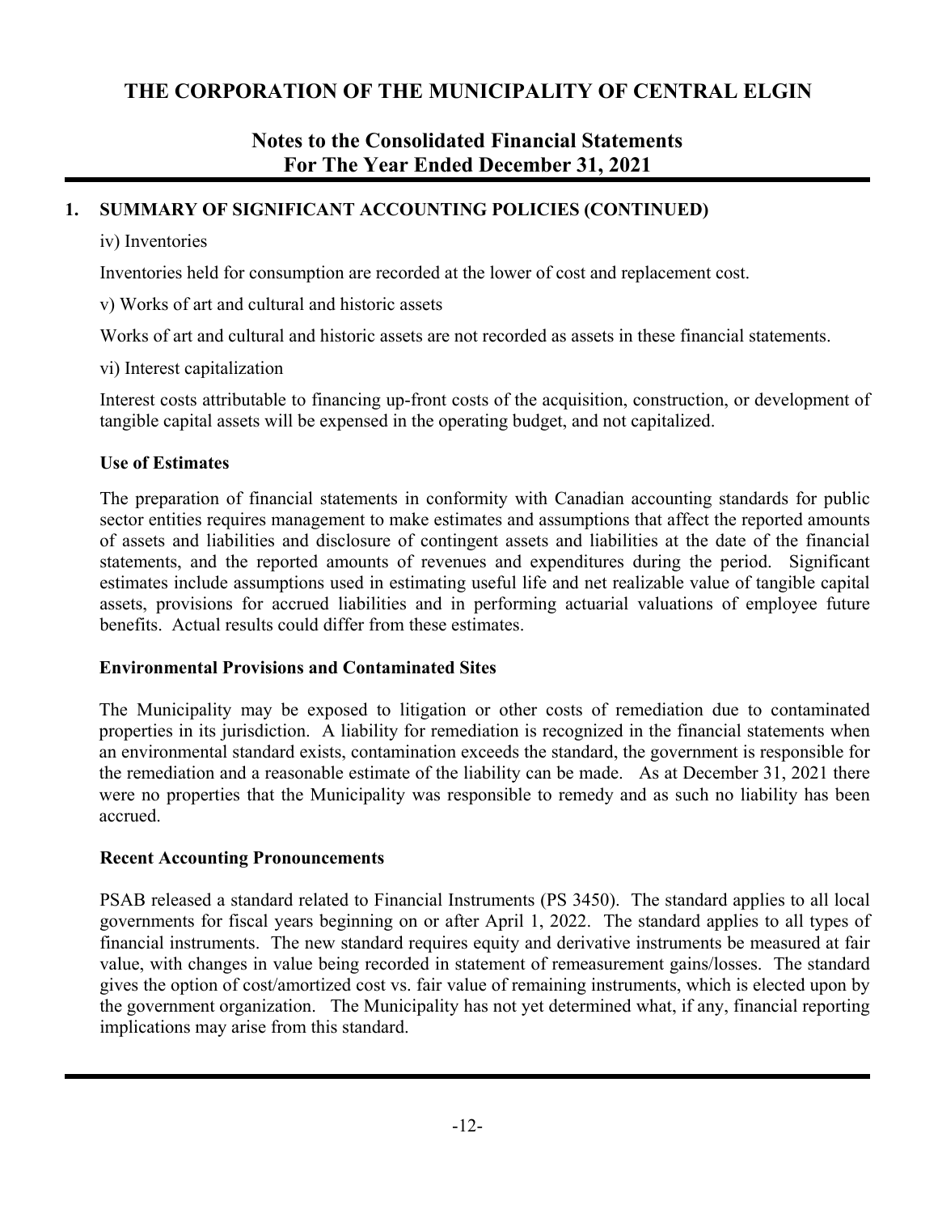## 1. SUMMARY OF SIGNIFICANT ACCOUNTING POLICIES (CONTINUED)

iv) Inventories

Inventories held for consumption are recorded at the lower of cost and replacement cost.

v) Works of art and cultural and historic assets

Works of art and cultural and historic assets are not recorded as assets in these financial statements.

vi) Interest capitalization

Interest costs attributable to financing up-front costs of the acquisition, construction, or development of tangible capital assets will be expensed in the operating budget, and not capitalized.

### Use of Estimates

The preparation of financial statements in conformity with Canadian accounting standards for public sector entities requires management to make estimates and assumptions that affect the reported amounts of assets and liabilities and disclosure of contingent assets and liabilities at the date of the financial statements, and the reported amounts of revenues and expenditures during the period. Significant estimates include assumptions used in estimating useful life and net realizable value of tangible capital assets, provisions for accrued liabilities and in performing actuarial valuations of employee future benefits. Actual results could differ from these estimates.

### Environmental Provisions and Contaminated Sites

The Municipality may be exposed to litigation or other costs of remediation due to contaminated properties in its jurisdiction. A liability for remediation is recognized in the financial statements when an environmental standard exists, contamination exceeds the standard, the government is responsible for the remediation and a reasonable estimate of the liability can be made. As at December 31, 2021 there were no properties that the Municipality was responsible to remedy and as such no liability has been accrued.

### Recent Accounting Pronouncements

PSAB released a standard related to Financial Instruments (PS 3450). The standard applies to all local governments for fiscal years beginning on or after April 1, 2022. The standard applies to all types of financial instruments. The new standard requires equity and derivative instruments be measured at fair value, with changes in value being recorded in statement of remeasurement gains/losses. The standard gives the option of cost/amortized cost vs. fair value of remaining instruments, which is elected upon by the government organization. The Municipality has not yet determined what, if any, financial reporting implications may arise from this standard.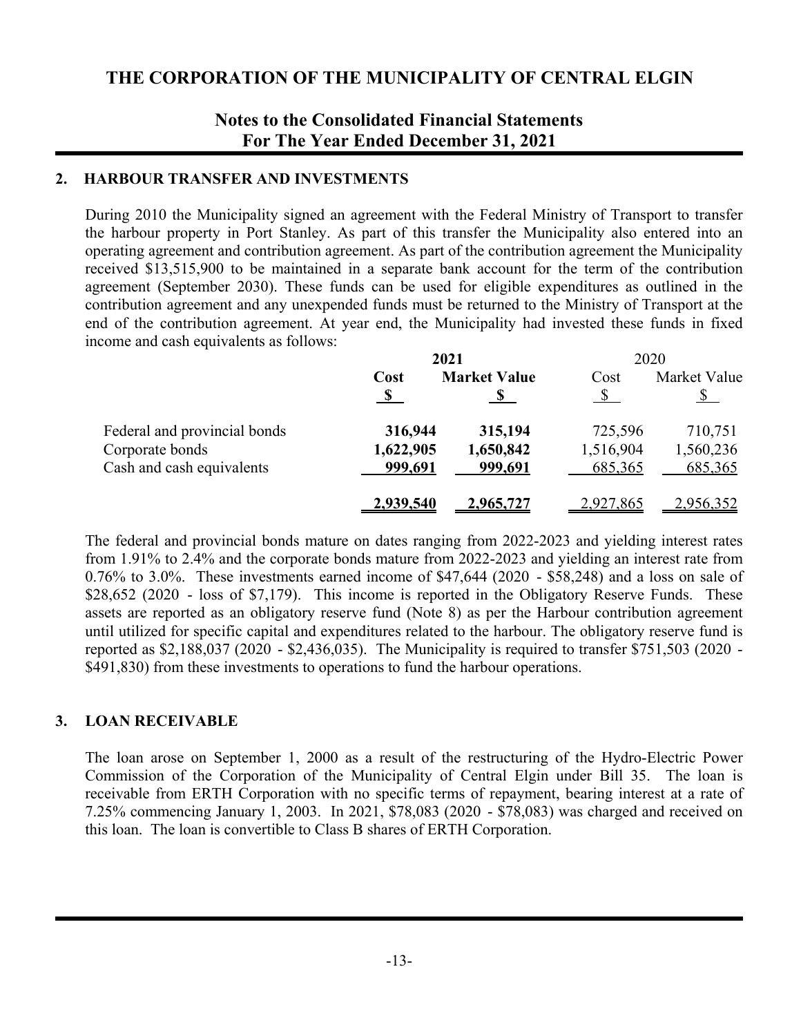# THE CORPORATION OF THE MUNICIPALITY OF CENTRAL ELGIN

## Notes to the Consolidated Financial Statements
## For The Year Ended December 31, 2021

### 2. HARBOUR TRANSFER AND INVESTMENTS

During 2010 the Municipality signed an agreement with the Federal Ministry of Transport to transfer the harbour property in Port Stanley. As part of this transfer the Municipality also entered into an operating agreement and contribution agreement. As part of the contribution agreement the Municipality received $13,515,900 to be maintained in a separate bank account for the term of the contribution agreement (September 2030). These funds can be used for eligible expenditures as outlined in the contribution agreement and any unexpended funds must be returned to the Ministry of Transport at the end of the contribution agreement. At year end, the Municipality had invested these funds in fixed income and cash equivalents as follows:

| | **2021** | | 2020 | |
|---|---|---|---|---|
| | **Cost** | **Market Value** | Cost | Market Value |
| | **$** | **$** | $ | $ |
| Federal and provincial bonds | **316,944** | **315,194** | 725,596 | 710,751 |
| Corporate bonds | **1,622,905** | **1,650,842** | 1,516,904 | 1,560,236 |
| Cash and cash equivalents | **999,691** | **999,691** | 685,365 | 685,365 |
| | **2,939,540** | **2,965,727** | 2,927,865 | 2,956,352 |

The federal and provincial bonds mature on dates ranging from 2022-2023 and yielding interest rates from 1.91% to 2.4% and the corporate bonds mature from 2022-2023 and yielding an interest rate from 0.76% to 3.0%. These investments earned income of $47,644 (2020 - $58,248) and a loss on sale of $28,652 (2020 - loss of $7,179). This income is reported in the Obligatory Reserve Funds. These assets are reported as an obligatory reserve fund (Note 8) as per the Harbour contribution agreement until utilized for specific capital and expenditures related to the harbour. The obligatory reserve fund is reported as $2,188,037 (2020 - $2,436,035). The Municipality is required to transfer $751,503 (2020 - $491,830) from these investments to operations to fund the harbour operations.

### 3. LOAN RECEIVABLE

The loan arose on September 1, 2000 as a result of the restructuring of the Hydro-Electric Power Commission of the Corporation of the Municipality of Central Elgin under Bill 35. The loan is receivable from ERTH Corporation with no specific terms of repayment, bearing interest at a rate of 7.25% commencing January 1, 2003. In 2021, $78,083 (2020 - $78,083) was charged and received on this loan. The loan is convertible to Class B shares of ERTH Corporation.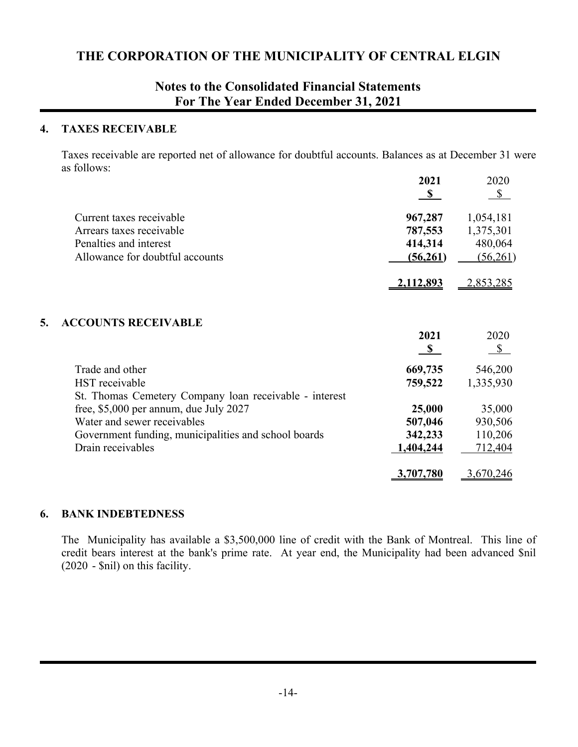# THE CORPORATION OF THE MUNICIPALITY OF CENTRAL ELGIN

## Notes to the Consolidated Financial Statements
## For The Year Ended December 31, 2021

### 4. TAXES RECEIVABLE

Taxes receivable are reported net of allowance for doubtful accounts. Balances as at December 31 were as follows:

| | **2021** | 2020 |
|---|---|---|
| | **$** | $ |
| Current taxes receivable | **967,287** | 1,054,181 |
| Arrears taxes receivable | **787,553** | 1,375,301 |
| Penalties and interest | **414,314** | 480,064 |
| Allowance for doubtful accounts | **(56,261)** | (56,261) |
| | **2,112,893** | 2,853,285 |

### 5. ACCOUNTS RECEIVABLE

| | **2021** | 2020 |
|---|---|---|
| | **$** | $ |
| Trade and other | **669,735** | 546,200 |
| HST receivable | **759,522** | 1,335,930 |
| St. Thomas Cemetery Company loan receivable - interest free, $5,000 per annum, due July 2027 | **25,000** | 35,000 |
| Water and sewer receivables | **507,046** | 930,506 |
| Government funding, municipalities and school boards | **342,233** | 110,206 |
| Drain receivables | **1,404,244** | 712,404 |
| | **3,707,780** | 3,670,246 |

### 6. BANK INDEBTEDNESS

The Municipality has available a $3,500,000 line of credit with the Bank of Montreal. This line of credit bears interest at the bank's prime rate. At year end, the Municipality had been advanced $nil (2020 - $nil) on this facility.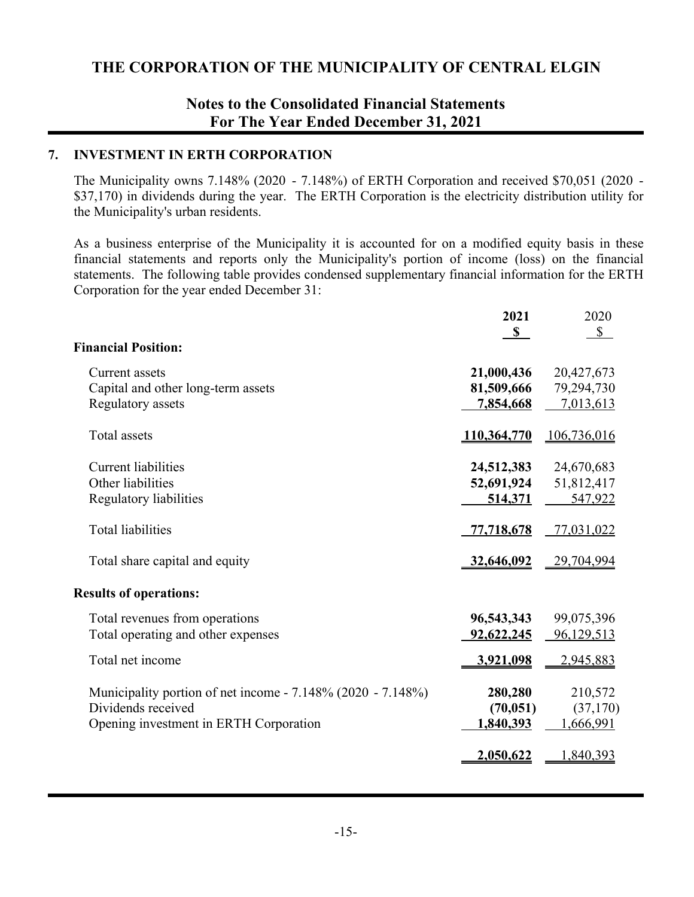# THE CORPORATION OF THE MUNICIPALITY OF CENTRAL ELGIN

## Notes to the Consolidated Financial Statements
## For The Year Ended December 31, 2021

### 7. INVESTMENT IN ERTH CORPORATION

The Municipality owns 7.148% (2020 - 7.148%) of ERTH Corporation and received $70,051 (2020 - $37,170) in dividends during the year. The ERTH Corporation is the electricity distribution utility for the Municipality's urban residents.

As a business enterprise of the Municipality it is accounted for on a modified equity basis in these financial statements and reports only the Municipality's portion of income (loss) on the financial statements. The following table provides condensed supplementary financial information for the ERTH Corporation for the year ended December 31:

| | **2021** | 2020 |
|---|---|---|
| | **$** | $ |
| **Financial Position:** | | |
| Current assets | **21,000,436** | 20,427,673 |
| Capital and other long-term assets | **81,509,666** | 79,294,730 |
| Regulatory assets | **7,854,668** | 7,013,613 |
| Total assets | **110,364,770** | 106,736,016 |
| Current liabilities | **24,512,383** | 24,670,683 |
| Other liabilities | **52,691,924** | 51,812,417 |
| Regulatory liabilities | **514,371** | 547,922 |
| Total liabilities | **77,718,678** | 77,031,022 |
| Total share capital and equity | **32,646,092** | 29,704,994 |
| **Results of operations:** | | |
| Total revenues from operations | **96,543,343** | 99,075,396 |
| Total operating and other expenses | **92,622,245** | 96,129,513 |
| Total net income | **3,921,098** | 2,945,883 |
| Municipality portion of net income - 7.148% (2020 - 7.148%) | **280,280** | 210,572 |
| Dividends received | **(70,051)** | (37,170) |
| Opening investment in ERTH Corporation | **1,840,393** | 1,666,991 |
| | **2,050,622** | 1,840,393 |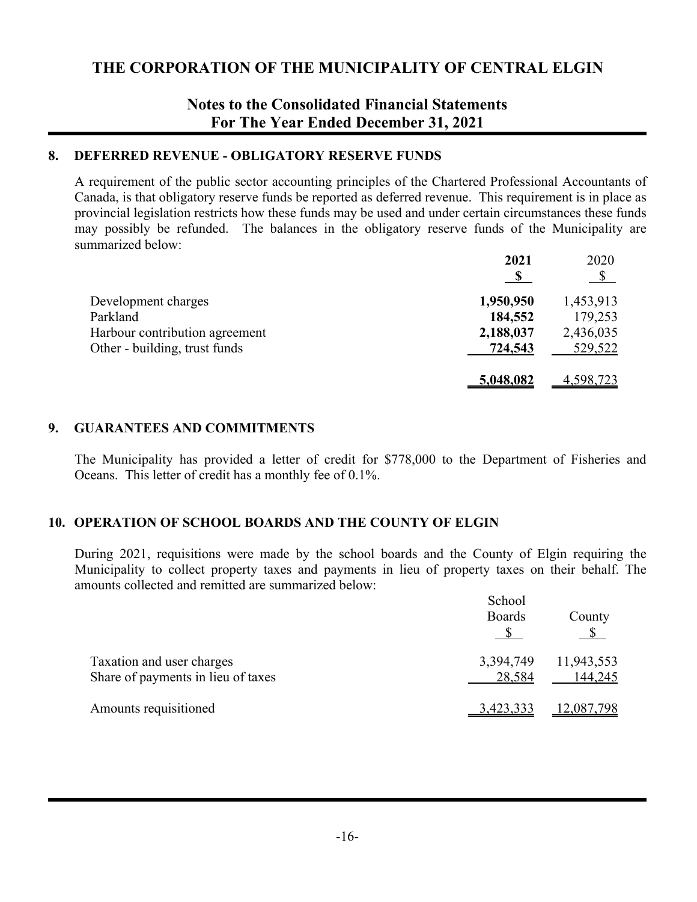# THE CORPORATION OF THE MUNICIPALITY OF CENTRAL ELGIN

## Notes to the Consolidated Financial Statements
## For The Year Ended December 31, 2021

### 8. DEFERRED REVENUE - OBLIGATORY RESERVE FUNDS

A requirement of the public sector accounting principles of the Chartered Professional Accountants of Canada, is that obligatory reserve funds be reported as deferred revenue. This requirement is in place as provincial legislation restricts how these funds may be used and under certain circumstances these funds may possibly be refunded. The balances in the obligatory reserve funds of the Municipality are summarized below:

| | **2021** | 2020 |
|---|---|---|
| | **$** | $ |
| Development charges | **1,950,950** | 1,453,913 |
| Parkland | **184,552** | 179,253 |
| Harbour contribution agreement | **2,188,037** | 2,436,035 |
| Other - building, trust funds | **724,543** | 529,522 |
| | **5,048,082** | 4,598,723 |

### 9. GUARANTEES AND COMMITMENTS

The Municipality has provided a letter of credit for $778,000 to the Department of Fisheries and Oceans. This letter of credit has a monthly fee of 0.1%.

### 10. OPERATION OF SCHOOL BOARDS AND THE COUNTY OF ELGIN

During 2021, requisitions were made by the school boards and the County of Elgin requiring the Municipality to collect property taxes and payments in lieu of property taxes on their behalf. The amounts collected and remitted are summarized below:

| | School Boards | County |
|---|---|---|
| | $ | $ |
| Taxation and user charges | 3,394,749 | 11,943,553 |
| Share of payments in lieu of taxes | 28,584 | 144,245 |
| Amounts requisitioned | 3,423,333 | 12,087,798 |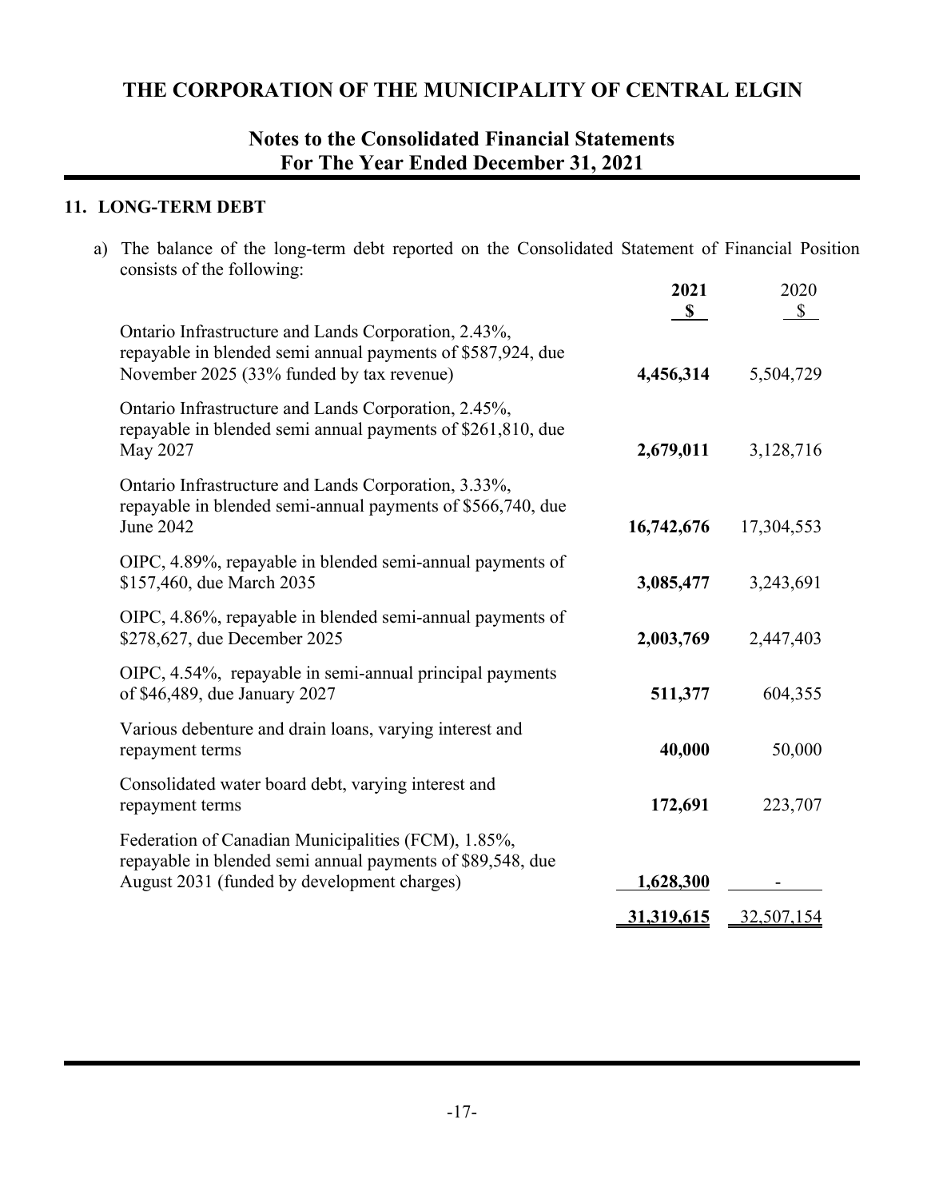# THE CORPORATION OF THE MUNICIPALITY OF CENTRAL ELGIN

## Notes to the Consolidated Financial Statements
## For The Year Ended December 31, 2021

### 11. LONG-TERM DEBT

a) The balance of the long-term debt reported on the Consolidated Statement of Financial Position consists of the following:

| | 2021<br>$ | 2020<br>$ |
|---|---|---|
| Ontario Infrastructure and Lands Corporation, 2.43%, repayable in blended semi annual payments of $587,924, due November 2025 (33% funded by tax revenue) | **4,456,314** | 5,504,729 |
| Ontario Infrastructure and Lands Corporation, 2.45%, repayable in blended semi annual payments of $261,810, due May 2027 | **2,679,011** | 3,128,716 |
| Ontario Infrastructure and Lands Corporation, 3.33%, repayable in blended semi-annual payments of $566,740, due June 2042 | **16,742,676** | 17,304,553 |
| OIPC, 4.89%, repayable in blended semi-annual payments of $157,460, due March 2035 | **3,085,477** | 3,243,691 |
| OIPC, 4.86%, repayable in blended semi-annual payments of $278,627, due December 2025 | **2,003,769** | 2,447,403 |
| OIPC, 4.54%, repayable in semi-annual principal payments of $46,489, due January 2027 | **511,377** | 604,355 |
| Various debenture and drain loans, varying interest and repayment terms | **40,000** | 50,000 |
| Consolidated water board debt, varying interest and repayment terms | **172,691** | 223,707 |
| Federation of Canadian Municipalities (FCM), 1.85%, repayable in blended semi annual payments of $89,548, due August 2031 (funded by development charges) | **1,628,300** | - |
| | **31,319,615** | 32,507,154 |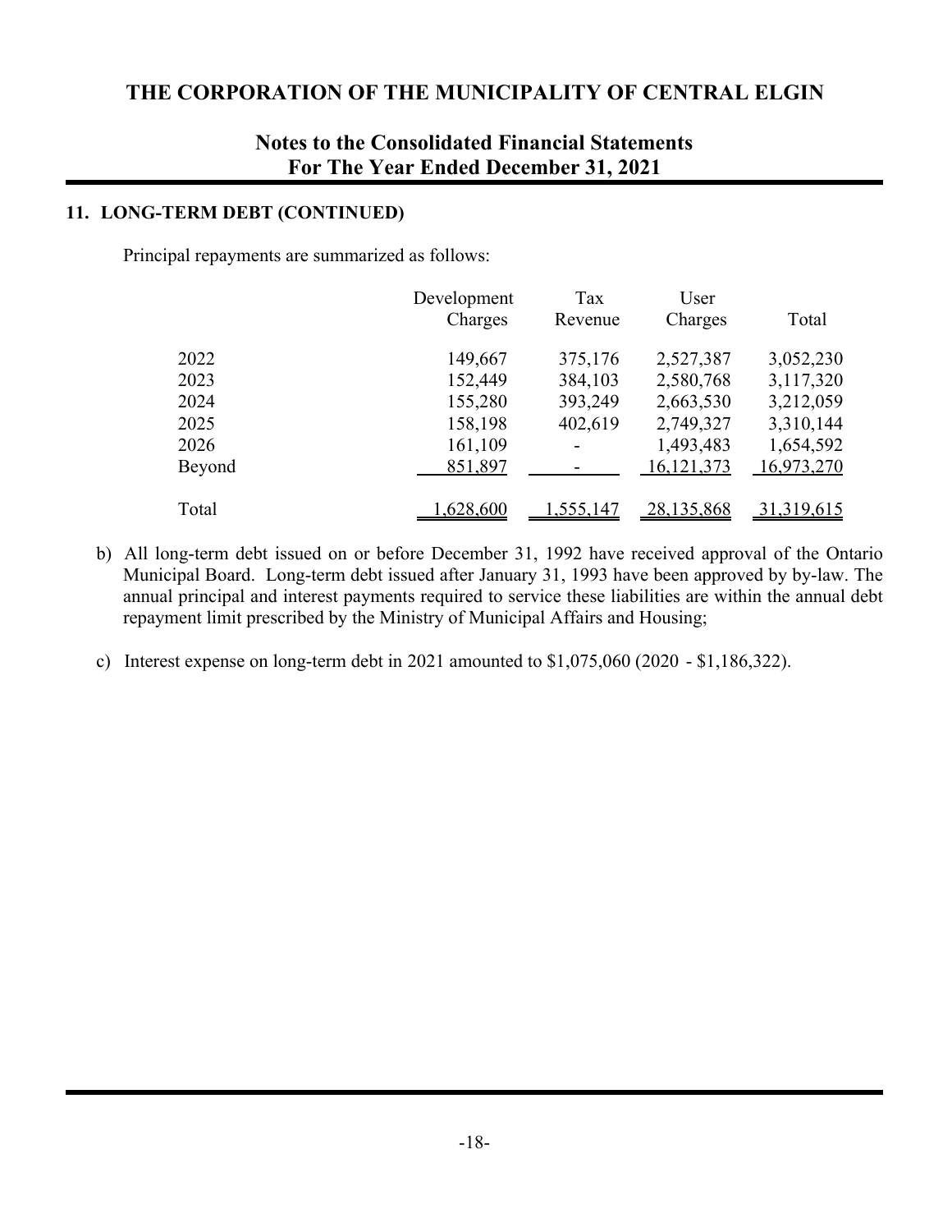### 11. LONG-TERM DEBT (CONTINUED)

Principal repayments are summarized as follows:

| | Development Charges | Tax Revenue | User Charges | Total |
|---|---|---|---|---|
| 2022 | 149,667 | 375,176 | 2,527,387 | 3,052,230 |
| 2023 | 152,449 | 384,103 | 2,580,768 | 3,117,320 |
| 2024 | 155,280 | 393,249 | 2,663,530 | 3,212,059 |
| 2025 | 158,198 | 402,619 | 2,749,327 | 3,310,144 |
| 2026 | 161,109 | - | 1,493,483 | 1,654,592 |
| Beyond | 851,897 | - | 16,121,373 | 16,973,270 |
| Total | 1,628,600 | 1,555,147 | 28,135,868 | 31,319,615 |

b) All long-term debt issued on or before December 31, 1992 have received approval of the Ontario Municipal Board. Long-term debt issued after January 31, 1993 have been approved by by-law. The annual principal and interest payments required to service these liabilities are within the annual debt repayment limit prescribed by the Ministry of Municipal Affairs and Housing;

c) Interest expense on long-term debt in 2021 amounted to $1,075,060 (2020 - $1,186,322).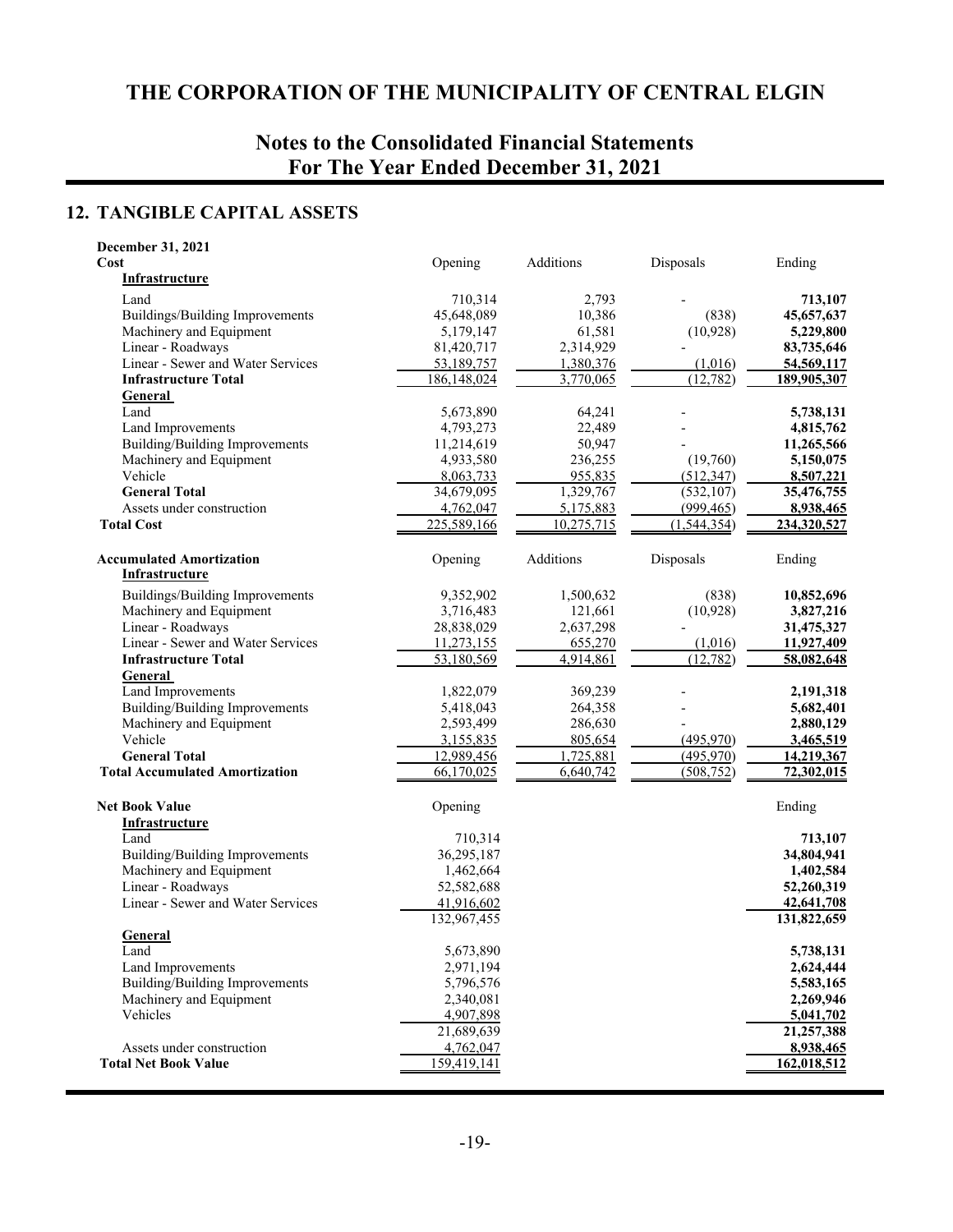# THE CORPORATION OF THE MUNICIPALITY OF CENTRAL ELGIN

## Notes to the Consolidated Financial Statements
## For The Year Ended December 31, 2021

## 12. TANGIBLE CAPITAL ASSETS

| December 31, 2021 | | | | |
|---|---|---|---|---|
| **Cost** | Opening | Additions | Disposals | Ending |
| **Infrastructure** | | | | |
| Land | 710,314 | 2,793 | - | **713,107** |
| Buildings/Building Improvements | 45,648,089 | 10,386 | (838) | **45,657,637** |
| Machinery and Equipment | 5,179,147 | 61,581 | (10,928) | **5,229,800** |
| Linear - Roadways | 81,420,717 | 2,314,929 | - | **83,735,646** |
| Linear - Sewer and Water Services | 53,189,757 | 1,380,376 | (1,016) | **54,569,117** |
| **Infrastructure Total** | 186,148,024 | 3,770,065 | (12,782) | **189,905,307** |
| **General** | | | | |
| Land | 5,673,890 | 64,241 | - | **5,738,131** |
| Land Improvements | 4,793,273 | 22,489 | - | **4,815,762** |
| Building/Building Improvements | 11,214,619 | 50,947 | - | **11,265,566** |
| Machinery and Equipment | 4,933,580 | 236,255 | (19,760) | **5,150,075** |
| Vehicle | 8,063,733 | 955,835 | (512,347) | **8,507,221** |
| **General Total** | 34,679,095 | 1,329,767 | (532,107) | **35,476,755** |
| Assets under construction | 4,762,047 | 5,175,883 | (999,465) | **8,938,465** |
| **Total Cost** | 225,589,166 | 10,275,715 | (1,544,354) | **234,320,527** |

| **Accumulated Amortization** | Opening | Additions | Disposals | Ending |
|---|---|---|---|---|
| **Infrastructure** | | | | |
| Buildings/Building Improvements | 9,352,902 | 1,500,632 | (838) | **10,852,696** |
| Machinery and Equipment | 3,716,483 | 121,661 | (10,928) | **3,827,216** |
| Linear - Roadways | 28,838,029 | 2,637,298 | - | **31,475,327** |
| Linear - Sewer and Water Services | 11,273,155 | 655,270 | (1,016) | **11,927,409** |
| **Infrastructure Total** | 53,180,569 | 4,914,861 | (12,782) | **58,082,648** |
| **General** | | | | |
| Land Improvements | 1,822,079 | 369,239 | - | **2,191,318** |
| Building/Building Improvements | 5,418,043 | 264,358 | - | **5,682,401** |
| Machinery and Equipment | 2,593,499 | 286,630 | - | **2,880,129** |
| Vehicle | 3,155,835 | 805,654 | (495,970) | **3,465,519** |
| **General Total** | 12,989,456 | 1,725,881 | (495,970) | **14,219,367** |
| **Total Accumulated Amortization** | 66,170,025 | 6,640,742 | (508,752) | **72,302,015** |

| **Net Book Value** | Opening | Ending |
|---|---|---|
| **Infrastructure** | | |
| Land | 710,314 | **713,107** |
| Building/Building Improvements | 36,295,187 | **34,804,941** |
| Machinery and Equipment | 1,462,664 | **1,402,584** |
| Linear - Roadways | 52,582,688 | **52,260,319** |
| Linear - Sewer and Water Services | 41,916,602 | **42,641,708** |
| | 132,967,455 | **131,822,659** |
| **General** | | |
| Land | 5,673,890 | **5,738,131** |
| Land Improvements | 2,971,194 | **2,624,444** |
| Building/Building Improvements | 5,796,576 | **5,583,165** |
| Machinery and Equipment | 2,340,081 | **2,269,946** |
| Vehicles | 4,907,898 | **5,041,702** |
| | 21,689,639 | **21,257,388** |
| Assets under construction | 4,762,047 | **8,938,465** |
| **Total Net Book Value** | 159,419,141 | **162,018,512** |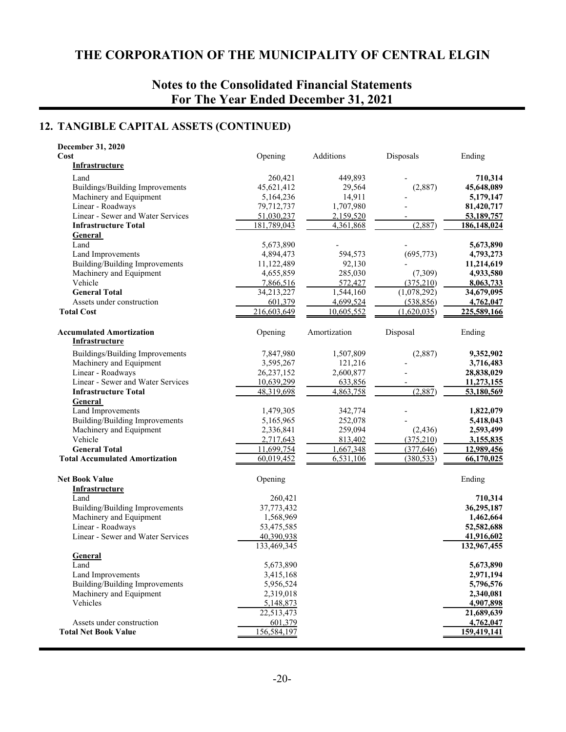# THE CORPORATION OF THE MUNICIPALITY OF CENTRAL ELGIN

## Notes to the Consolidated Financial Statements
## For The Year Ended December 31, 2021

## 12. TANGIBLE CAPITAL ASSETS (CONTINUED)

| **December 31, 2020** | | | | |
|---|---|---|---|---|
| **Cost** | Opening | Additions | Disposals | Ending |
| **Infrastructure** | | | | |
| Land | 260,421 | 449,893 | - | **710,314** |
| Buildings/Building Improvements | 45,621,412 | 29,564 | (2,887) | **45,648,089** |
| Machinery and Equipment | 5,164,236 | 14,911 | - | **5,179,147** |
| Linear - Roadways | 79,712,737 | 1,707,980 | - | **81,420,717** |
| Linear - Sewer and Water Services | 51,030,237 | 2,159,520 | - | **53,189,757** |
| **Infrastructure Total** | 181,789,043 | 4,361,868 | (2,887) | **186,148,024** |
| **General** | | | | |
| Land | 5,673,890 | - | - | **5,673,890** |
| Land Improvements | 4,894,473 | 594,573 | (695,773) | **4,793,273** |
| Building/Building Improvements | 11,122,489 | 92,130 | - | **11,214,619** |
| Machinery and Equipment | 4,655,859 | 285,030 | (7,309) | **4,933,580** |
| Vehicle | 7,866,516 | 572,427 | (375,210) | **8,063,733** |
| **General Total** | 34,213,227 | 1,544,160 | (1,078,292) | **34,679,095** |
| Assets under construction | 601,379 | 4,699,524 | (538,856) | **4,762,047** |
| **Total Cost** | 216,603,649 | 10,605,552 | (1,620,035) | **225,589,166** |
| | | | | |
| **Accumulated Amortization** | Opening | Amortization | Disposal | Ending |
| **Infrastructure** | | | | |
| Buildings/Building Improvements | 7,847,980 | 1,507,809 | (2,887) | **9,352,902** |
| Machinery and Equipment | 3,595,267 | 121,216 | - | **3,716,483** |
| Linear - Roadways | 26,237,152 | 2,600,877 | - | **28,838,029** |
| Linear - Sewer and Water Services | 10,639,299 | 633,856 | - | **11,273,155** |
| **Infrastructure Total** | 48,319,698 | 4,863,758 | (2,887) | **53,180,569** |
| **General** | | | | |
| Land Improvements | 1,479,305 | 342,774 | - | **1,822,079** |
| Building/Building Improvements | 5,165,965 | 252,078 | - | **5,418,043** |
| Machinery and Equipment | 2,336,841 | 259,094 | (2,436) | **2,593,499** |
| Vehicle | 2,717,643 | 813,402 | (375,210) | **3,155,835** |
| **General Total** | 11,699,754 | 1,667,348 | (377,646) | **12,989,456** |
| **Total Accumulated Amortization** | 60,019,452 | 6,531,106 | (380,533) | **66,170,025** |
| | | | | |
| **Net Book Value** | Opening | | | Ending |
| **Infrastructure** | | | | |
| Land | 260,421 | | | **710,314** |
| Building/Building Improvements | 37,773,432 | | | **36,295,187** |
| Machinery and Equipment | 1,568,969 | | | **1,462,664** |
| Linear - Roadways | 53,475,585 | | | **52,582,688** |
| Linear - Sewer and Water Services | 40,390,938 | | | **41,916,602** |
| | 133,469,345 | | | **132,967,455** |
| **General** | | | | |
| Land | 5,673,890 | | | **5,673,890** |
| Land Improvements | 3,415,168 | | | **2,971,194** |
| Building/Building Improvements | 5,956,524 | | | **5,796,576** |
| Machinery and Equipment | 2,319,018 | | | **2,340,081** |
| Vehicles | 5,148,873 | | | **4,907,898** |
| | 22,513,473 | | | **21,689,639** |
| Assets under construction | 601,379 | | | **4,762,047** |
| **Total Net Book Value** | 156,584,197 | | | **159,419,141** |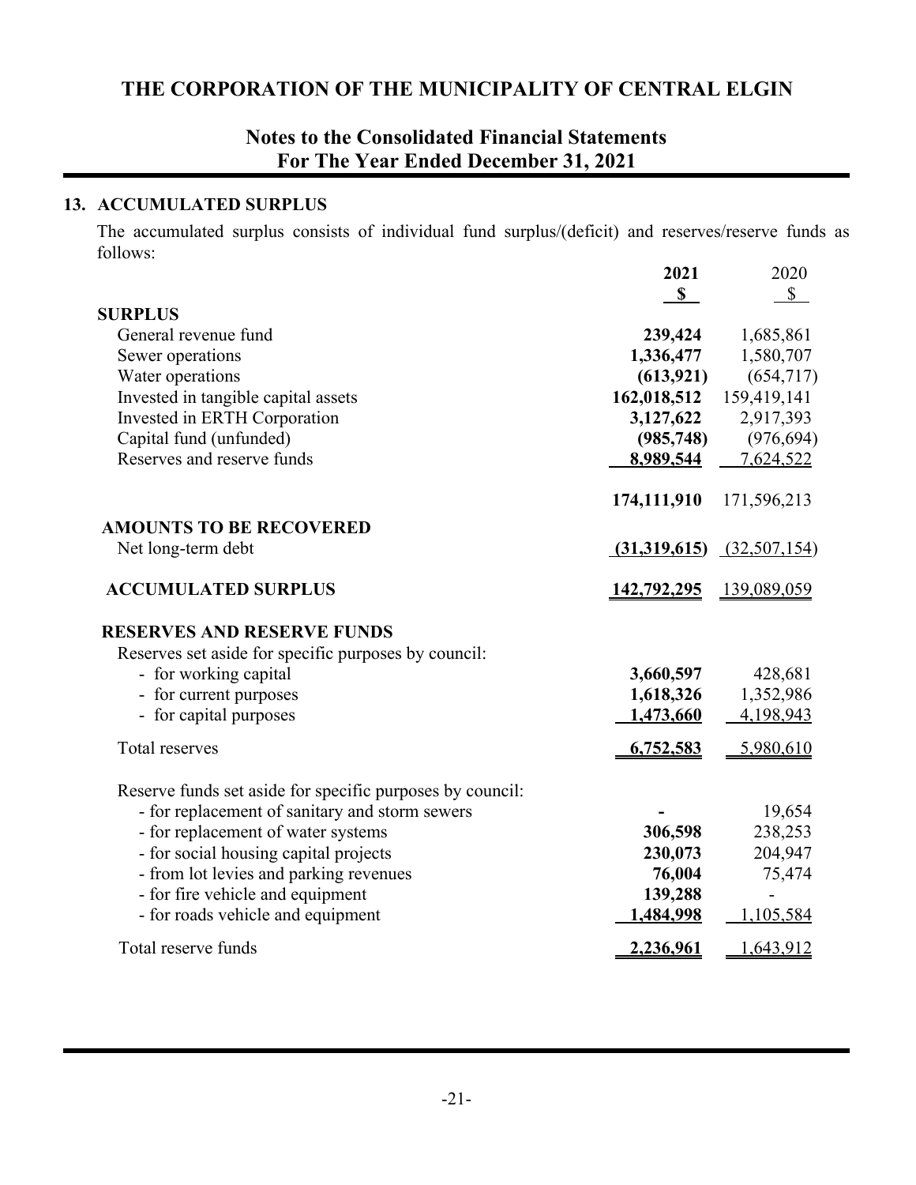# THE CORPORATION OF THE MUNICIPALITY OF CENTRAL ELGIN

## Notes to the Consolidated Financial Statements
## For The Year Ended December 31, 2021

### 13. ACCUMULATED SURPLUS

The accumulated surplus consists of individual fund surplus/(deficit) and reserves/reserve funds as follows:

| | **2021** | 2020 |
|---|---|---|
| | **$** | $ |
| **SURPLUS** | | |
| General revenue fund | **239,424** | 1,685,861 |
| Sewer operations | **1,336,477** | 1,580,707 |
| Water operations | **(613,921)** | (654,717) |
| Invested in tangible capital assets | **162,018,512** | 159,419,141 |
| Invested in ERTH Corporation | **3,127,622** | 2,917,393 |
| Capital fund (unfunded) | **(985,748)** | (976,694) |
| Reserves and reserve funds | **8,989,544** | 7,624,522 |
| | **174,111,910** | 171,596,213 |
| **AMOUNTS TO BE RECOVERED** | | |
| Net long-term debt | **(31,319,615)** | (32,507,154) |
| **ACCUMULATED SURPLUS** | **142,792,295** | 139,089,059 |
| **RESERVES AND RESERVE FUNDS** | | |
| Reserves set aside for specific purposes by council: | | |
| - for working capital | **3,660,597** | 428,681 |
| - for current purposes | **1,618,326** | 1,352,986 |
| - for capital purposes | **1,473,660** | 4,198,943 |
| Total reserves | **6,752,583** | 5,980,610 |
| Reserve funds set aside for specific purposes by council: | | |
| - for replacement of sanitary and storm sewers | **-** | 19,654 |
| - for replacement of water systems | **306,598** | 238,253 |
| - for social housing capital projects | **230,073** | 204,947 |
| - from lot levies and parking revenues | **76,004** | 75,474 |
| - for fire vehicle and equipment | **139,288** | - |
| - for roads vehicle and equipment | **1,484,998** | 1,105,584 |
| Total reserve funds | **2,236,961** | 1,643,912 |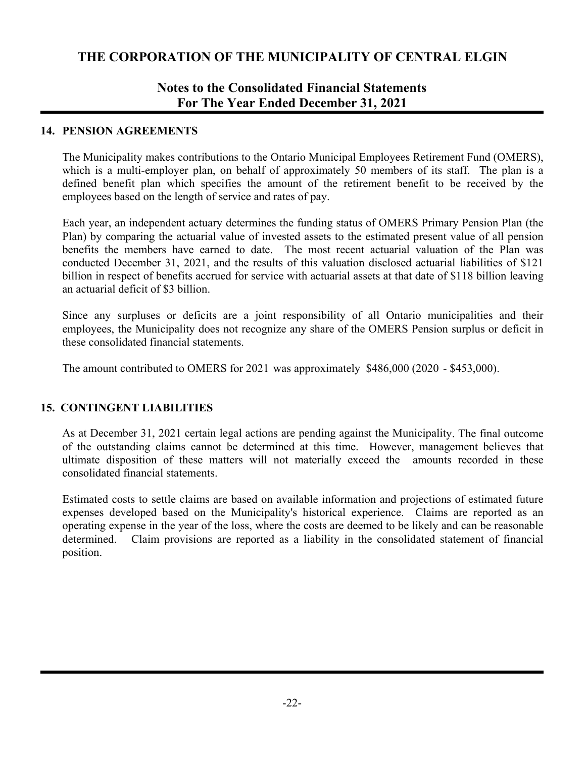## 14. PENSION AGREEMENTS

The Municipality makes contributions to the Ontario Municipal Employees Retirement Fund (OMERS), which is a multi-employer plan, on behalf of approximately 50 members of its staff. The plan is a defined benefit plan which specifies the amount of the retirement benefit to be received by the employees based on the length of service and rates of pay.

Each year, an independent actuary determines the funding status of OMERS Primary Pension Plan (the Plan) by comparing the actuarial value of invested assets to the estimated present value of all pension benefits the members have earned to date. The most recent actuarial valuation of the Plan was conducted December 31, 2021, and the results of this valuation disclosed actuarial liabilities of $121 billion in respect of benefits accrued for service with actuarial assets at that date of $118 billion leaving an actuarial deficit of $3 billion.

Since any surpluses or deficits are a joint responsibility of all Ontario municipalities and their employees, the Municipality does not recognize any share of the OMERS Pension surplus or deficit in these consolidated financial statements.

The amount contributed to OMERS for 2021 was approximately $486,000 (2020 - $453,000).

## 15. CONTINGENT LIABILITIES

As at December 31, 2021 certain legal actions are pending against the Municipality. The final outcome of the outstanding claims cannot be determined at this time. However, management believes that ultimate disposition of these matters will not materially exceed the amounts recorded in these consolidated financial statements.

Estimated costs to settle claims are based on available information and projections of estimated future expenses developed based on the Municipality's historical experience. Claims are reported as an operating expense in the year of the loss, where the costs are deemed to be likely and can be reasonable determined. Claim provisions are reported as a liability in the consolidated statement of financial position.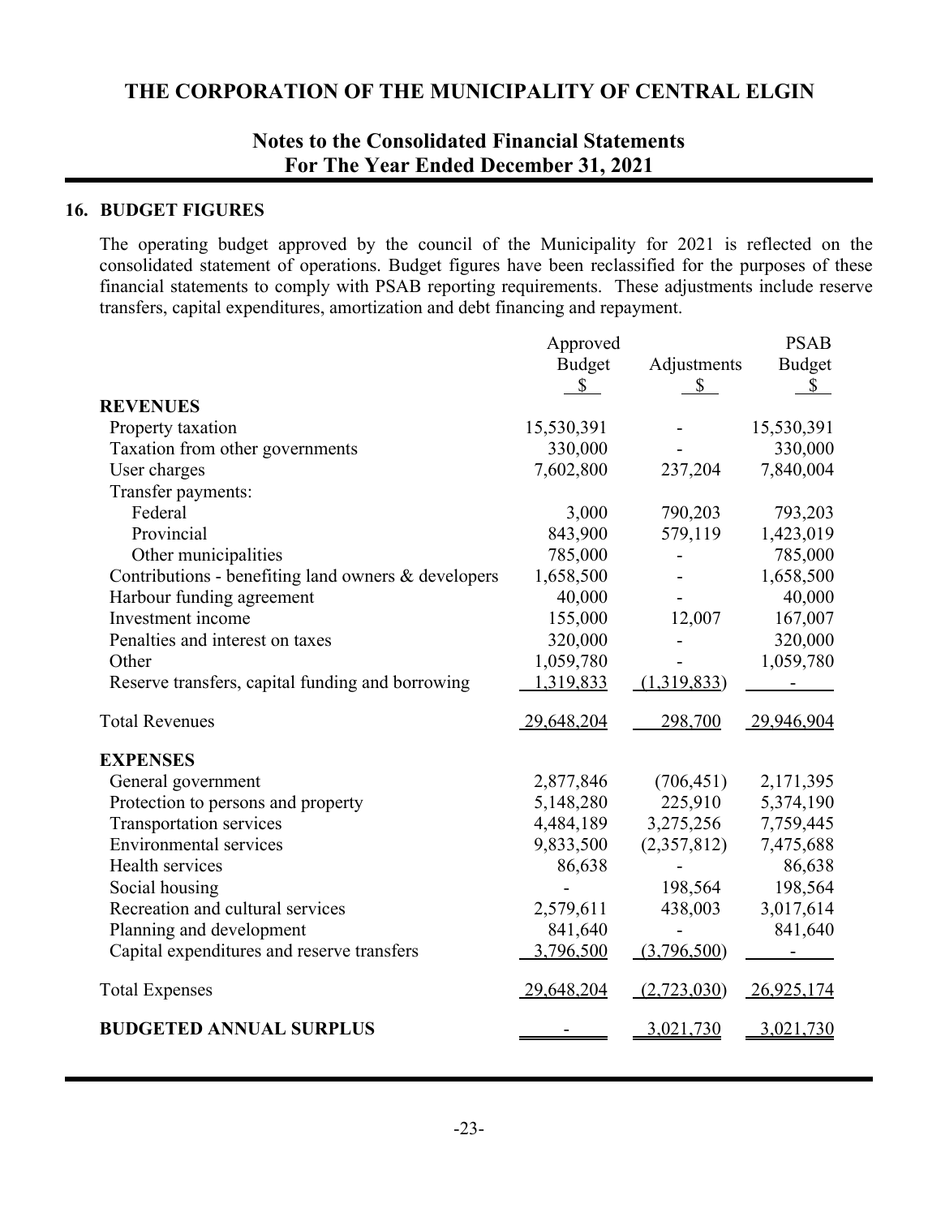# THE CORPORATION OF THE MUNICIPALITY OF CENTRAL ELGIN

## Notes to the Consolidated Financial Statements
## For The Year Ended December 31, 2021

### 16. BUDGET FIGURES

The operating budget approved by the council of the Municipality for 2021 is reflected on the consolidated statement of operations. Budget figures have been reclassified for the purposes of these financial statements to comply with PSAB reporting requirements. These adjustments include reserve transfers, capital expenditures, amortization and debt financing and repayment.

| | Approved Budget $ | Adjustments $ | PSAB Budget $ |
|---|---|---|---|
| **REVENUES** | | | |
| Property taxation | 15,530,391 | - | 15,530,391 |
| Taxation from other governments | 330,000 | - | 330,000 |
| User charges | 7,602,800 | 237,204 | 7,840,004 |
| Transfer payments: | | | |
| Federal | 3,000 | 790,203 | 793,203 |
| Provincial | 843,900 | 579,119 | 1,423,019 |
| Other municipalities | 785,000 | - | 785,000 |
| Contributions - benefiting land owners & developers | 1,658,500 | - | 1,658,500 |
| Harbour funding agreement | 40,000 | - | 40,000 |
| Investment income | 155,000 | 12,007 | 167,007 |
| Penalties and interest on taxes | 320,000 | - | 320,000 |
| Other | 1,059,780 | - | 1,059,780 |
| Reserve transfers, capital funding and borrowing | 1,319,833 | (1,319,833) | - |
| Total Revenues | 29,648,204 | 298,700 | 29,946,904 |
| **EXPENSES** | | | |
| General government | 2,877,846 | (706,451) | 2,171,395 |
| Protection to persons and property | 5,148,280 | 225,910 | 5,374,190 |
| Transportation services | 4,484,189 | 3,275,256 | 7,759,445 |
| Environmental services | 9,833,500 | (2,357,812) | 7,475,688 |
| Health services | 86,638 | - | 86,638 |
| Social housing | - | 198,564 | 198,564 |
| Recreation and cultural services | 2,579,611 | 438,003 | 3,017,614 |
| Planning and development | 841,640 | - | 841,640 |
| Capital expenditures and reserve transfers | 3,796,500 | (3,796,500) | - |
| Total Expenses | 29,648,204 | (2,723,030) | 26,925,174 |
| **BUDGETED ANNUAL SURPLUS** | - | 3,021,730 | 3,021,730 |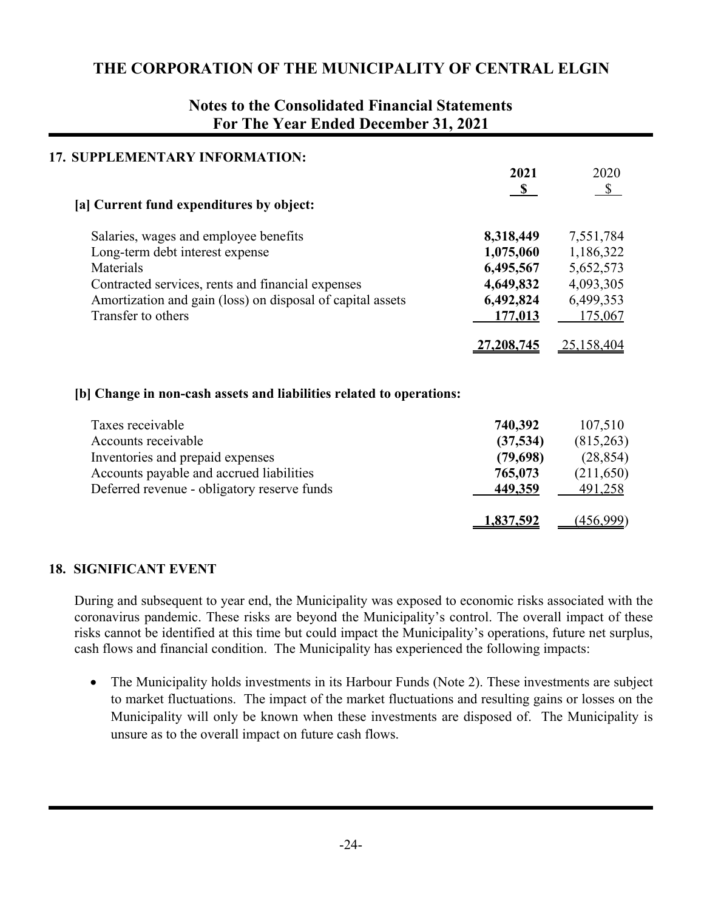# THE CORPORATION OF THE MUNICIPALITY OF CENTRAL ELGIN

## Notes to the Consolidated Financial Statements
## For The Year Ended December 31, 2021

### 17. SUPPLEMENTARY INFORMATION:

| | **2021** | 2020 |
|---|---|---|
| | **$** | $ |
| **[a] Current fund expenditures by object:** | | |
| Salaries, wages and employee benefits | **8,318,449** | 7,551,784 |
| Long-term debt interest expense | **1,075,060** | 1,186,322 |
| Materials | **6,495,567** | 5,652,573 |
| Contracted services, rents and financial expenses | **4,649,832** | 4,093,305 |
| Amortization and gain (loss) on disposal of capital assets | **6,492,824** | 6,499,353 |
| Transfer to others | **177,013** | 175,067 |
| | **27,208,745** | 25,158,404 |

| | **2021** | 2020 |
|---|---|---|
| **[b] Change in non-cash assets and liabilities related to operations:** | | |
| Taxes receivable | **740,392** | 107,510 |
| Accounts receivable | **(37,534)** | (815,263) |
| Inventories and prepaid expenses | **(79,698)** | (28,854) |
| Accounts payable and accrued liabilities | **765,073** | (211,650) |
| Deferred revenue - obligatory reserve funds | **449,359** | 491,258 |
| | **1,837,592** | (456,999) |

### 18. SIGNIFICANT EVENT

During and subsequent to year end, the Municipality was exposed to economic risks associated with the coronavirus pandemic. These risks are beyond the Municipality's control. The overall impact of these risks cannot be identified at this time but could impact the Municipality's operations, future net surplus, cash flows and financial condition. The Municipality has experienced the following impacts:

- The Municipality holds investments in its Harbour Funds (Note 2). These investments are subject to market fluctuations. The impact of the market fluctuations and resulting gains or losses on the Municipality will only be known when these investments are disposed of. The Municipality is unsure as to the overall impact on future cash flows.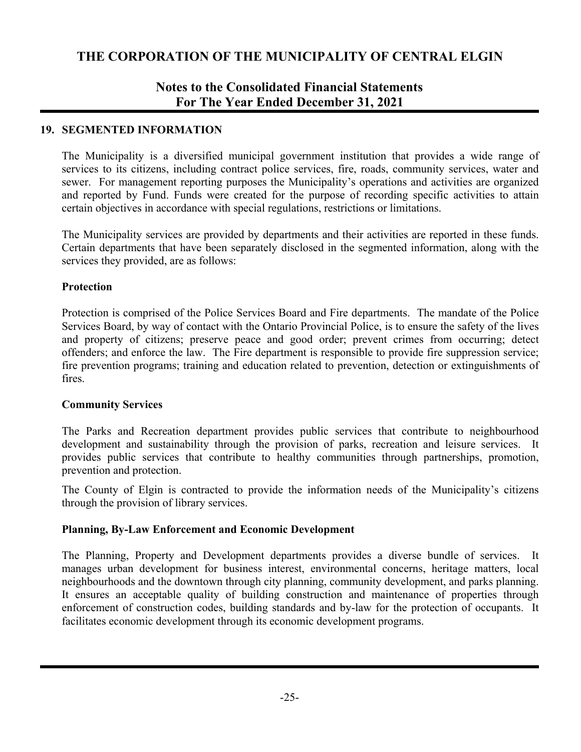## 19. SEGMENTED INFORMATION

The Municipality is a diversified municipal government institution that provides a wide range of services to its citizens, including contract police services, fire, roads, community services, water and sewer. For management reporting purposes the Municipality's operations and activities are organized and reported by Fund. Funds were created for the purpose of recording specific activities to attain certain objectives in accordance with special regulations, restrictions or limitations.

The Municipality services are provided by departments and their activities are reported in these funds. Certain departments that have been separately disclosed in the segmented information, along with the services they provided, are as follows:

### Protection

Protection is comprised of the Police Services Board and Fire departments. The mandate of the Police Services Board, by way of contact with the Ontario Provincial Police, is to ensure the safety of the lives and property of citizens; preserve peace and good order; prevent crimes from occurring; detect offenders; and enforce the law. The Fire department is responsible to provide fire suppression service; fire prevention programs; training and education related to prevention, detection or extinguishments of fires.

### Community Services

The Parks and Recreation department provides public services that contribute to neighbourhood development and sustainability through the provision of parks, recreation and leisure services. It provides public services that contribute to healthy communities through partnerships, promotion, prevention and protection.

The County of Elgin is contracted to provide the information needs of the Municipality's citizens through the provision of library services.

### Planning, By-Law Enforcement and Economic Development

The Planning, Property and Development departments provides a diverse bundle of services. It manages urban development for business interest, environmental concerns, heritage matters, local neighbourhoods and the downtown through city planning, community development, and parks planning. It ensures an acceptable quality of building construction and maintenance of properties through enforcement of construction codes, building standards and by-law for the protection of occupants. It facilitates economic development through its economic development programs.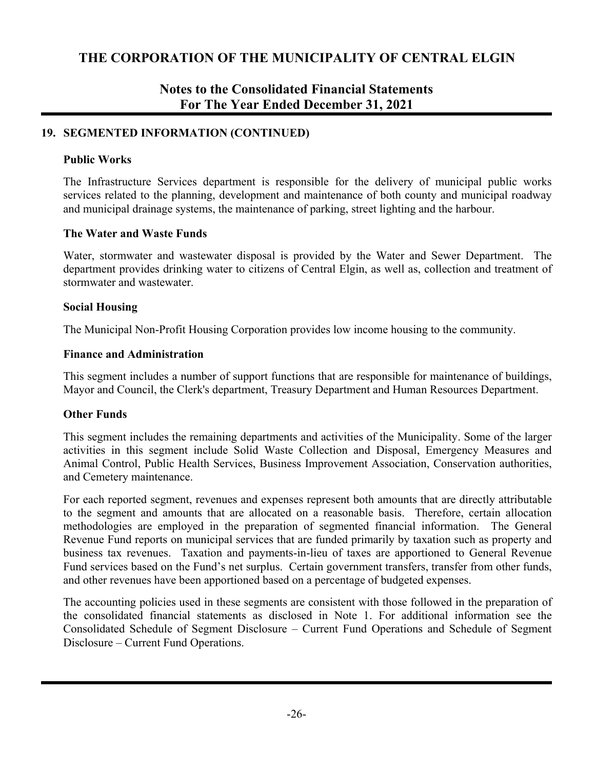## 19. SEGMENTED INFORMATION (CONTINUED)

### Public Works

The Infrastructure Services department is responsible for the delivery of municipal public works services related to the planning, development and maintenance of both county and municipal roadway and municipal drainage systems, the maintenance of parking, street lighting and the harbour.

### The Water and Waste Funds

Water, stormwater and wastewater disposal is provided by the Water and Sewer Department. The department provides drinking water to citizens of Central Elgin, as well as, collection and treatment of stormwater and wastewater.

### Social Housing

The Municipal Non-Profit Housing Corporation provides low income housing to the community.

### Finance and Administration

This segment includes a number of support functions that are responsible for maintenance of buildings, Mayor and Council, the Clerk's department, Treasury Department and Human Resources Department.

### Other Funds

This segment includes the remaining departments and activities of the Municipality. Some of the larger activities in this segment include Solid Waste Collection and Disposal, Emergency Measures and Animal Control, Public Health Services, Business Improvement Association, Conservation authorities, and Cemetery maintenance.

For each reported segment, revenues and expenses represent both amounts that are directly attributable to the segment and amounts that are allocated on a reasonable basis. Therefore, certain allocation methodologies are employed in the preparation of segmented financial information. The General Revenue Fund reports on municipal services that are funded primarily by taxation such as property and business tax revenues. Taxation and payments-in-lieu of taxes are apportioned to General Revenue Fund services based on the Fund's net surplus. Certain government transfers, transfer from other funds, and other revenues have been apportioned based on a percentage of budgeted expenses.

The accounting policies used in these segments are consistent with those followed in the preparation of the consolidated financial statements as disclosed in Note 1. For additional information see the Consolidated Schedule of Segment Disclosure – Current Fund Operations and Schedule of Segment Disclosure – Current Fund Operations.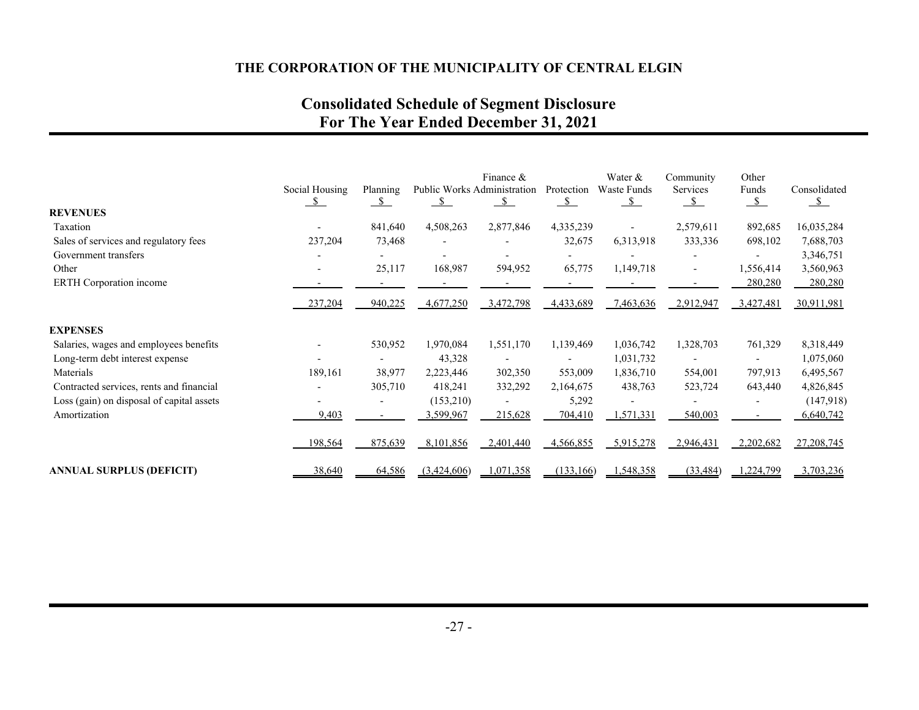# THE CORPORATION OF THE MUNICIPALITY OF CENTRAL ELGIN

## Consolidated Schedule of Segment Disclosure
## For The Year Ended December 31, 2021

| | Social Housing | Planning | Public Works | Finance & Administration | Protection | Water & Waste Funds | Community Services | Other Funds | Consolidated |
|---|---|---|---|---|---|---|---|---|---|
| | $ | $ | $ | $ | $ | $ | $ | $ | $ |
| **REVENUES** | | | | | | | | | |
| Taxation | - | 841,640 | 4,508,263 | 2,877,846 | 4,335,239 | - | 2,579,611 | 892,685 | 16,035,284 |
| Sales of services and regulatory fees | 237,204 | 73,468 | - | - | 32,675 | 6,313,918 | 333,336 | 698,102 | 7,688,703 |
| Government transfers | - | - | - | - | - | - | - | - | 3,346,751 |
| Other | - | 25,117 | 168,987 | 594,952 | 65,775 | 1,149,718 | - | 1,556,414 | 3,560,963 |
| ERTH Corporation income | - | - | - | - | - | - | - | 280,280 | 280,280 |
| | 237,204 | 940,225 | 4,677,250 | 3,472,798 | 4,433,689 | 7,463,636 | 2,912,947 | 3,427,481 | 30,911,981 |
| **EXPENSES** | | | | | | | | | |
| Salaries, wages and employees benefits | - | 530,952 | 1,970,084 | 1,551,170 | 1,139,469 | 1,036,742 | 1,328,703 | 761,329 | 8,318,449 |
| Long-term debt interest expense | - | - | 43,328 | - | - | 1,031,732 | - | - | 1,075,060 |
| Materials | 189,161 | 38,977 | 2,223,446 | 302,350 | 553,009 | 1,836,710 | 554,001 | 797,913 | 6,495,567 |
| Contracted services, rents and financial | - | 305,710 | 418,241 | 332,292 | 2,164,675 | 438,763 | 523,724 | 643,440 | 4,826,845 |
| Loss (gain) on disposal of capital assets | - | - | (153,210) | - | 5,292 | - | - | - | (147,918) |
| Amortization | 9,403 | - | 3,599,967 | 215,628 | 704,410 | 1,571,331 | 540,003 | - | 6,640,742 |
| | 198,564 | 875,639 | 8,101,856 | 2,401,440 | 4,566,855 | 5,915,278 | 2,946,431 | 2,202,682 | 27,208,745 |
| **ANNUAL SURPLUS (DEFICIT)** | 38,640 | 64,586 | (3,424,606) | 1,071,358 | (133,166) | 1,548,358 | (33,484) | 1,224,799 | 3,703,236 |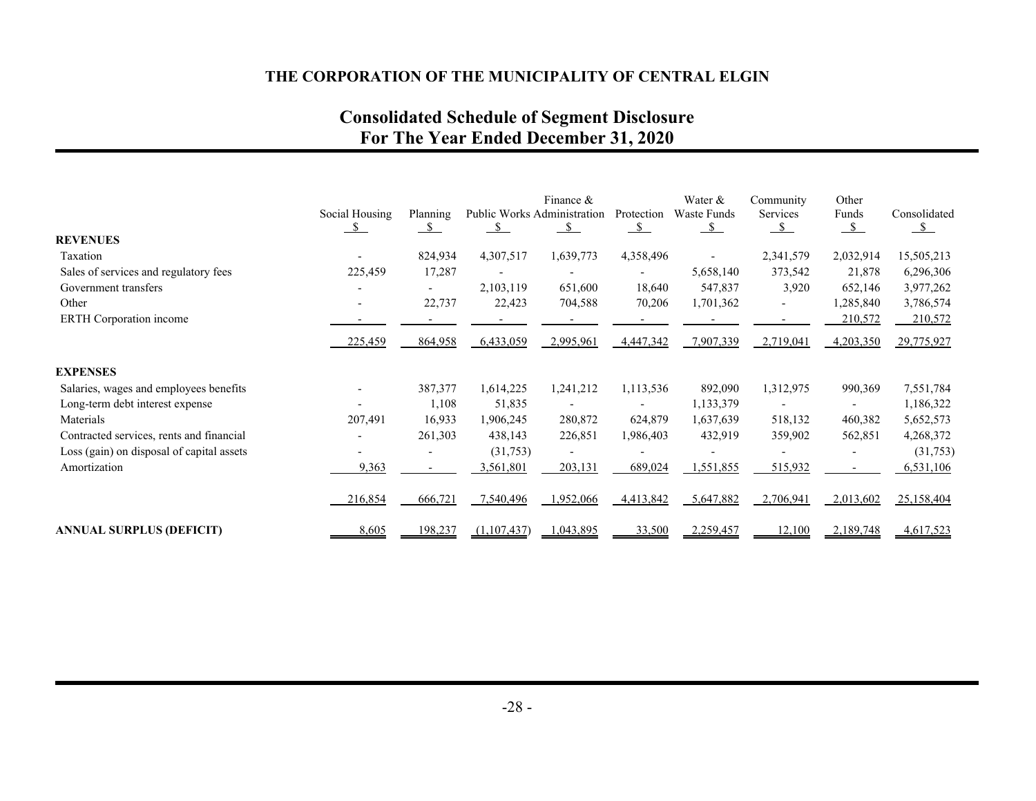**THE CORPORATION OF THE MUNICIPALITY OF CENTRAL ELGIN**

# Consolidated Schedule of Segment Disclosure
## For The Year Ended December 31, 2020

| | Social Housing | Planning | Public Works | Finance & Administration | Protection | Water & Waste Funds | Community Services | Other Funds | Consolidated |
|---|---|---|---|---|---|---|---|---|---|
| | $ | $ | $ | $ | $ | $ | $ | $ | $ |
| **REVENUES** | | | | | | | | | |
| Taxation | - | 824,934 | 4,307,517 | 1,639,773 | 4,358,496 | - | 2,341,579 | 2,032,914 | 15,505,213 |
| Sales of services and regulatory fees | 225,459 | 17,287 | - | - | - | 5,658,140 | 373,542 | 21,878 | 6,296,306 |
| Government transfers | - | - | 2,103,119 | 651,600 | 18,640 | 547,837 | 3,920 | 652,146 | 3,977,262 |
| Other | - | 22,737 | 22,423 | 704,588 | 70,206 | 1,701,362 | - | 1,285,840 | 3,786,574 |
| ERTH Corporation income | - | - | - | - | - | - | - | 210,572 | 210,572 |
| | 225,459 | 864,958 | 6,433,059 | 2,995,961 | 4,447,342 | 7,907,339 | 2,719,041 | 4,203,350 | 29,775,927 |
| **EXPENSES** | | | | | | | | | |
| Salaries, wages and employees benefits | - | 387,377 | 1,614,225 | 1,241,212 | 1,113,536 | 892,090 | 1,312,975 | 990,369 | 7,551,784 |
| Long-term debt interest expense | - | 1,108 | 51,835 | - | - | 1,133,379 | - | - | 1,186,322 |
| Materials | 207,491 | 16,933 | 1,906,245 | 280,872 | 624,879 | 1,637,639 | 518,132 | 460,382 | 5,652,573 |
| Contracted services, rents and financial | - | 261,303 | 438,143 | 226,851 | 1,986,403 | 432,919 | 359,902 | 562,851 | 4,268,372 |
| Loss (gain) on disposal of capital assets | - | - | (31,753) | - | - | - | - | - | (31,753) |
| Amortization | 9,363 | - | 3,561,801 | 203,131 | 689,024 | 1,551,855 | 515,932 | - | 6,531,106 |
| | 216,854 | 666,721 | 7,540,496 | 1,952,066 | 4,413,842 | 5,647,882 | 2,706,941 | 2,013,602 | 25,158,404 |
| **ANNUAL SURPLUS (DEFICIT)** | 8,605 | 198,237 | (1,107,437) | 1,043,895 | 33,500 | 2,259,457 | 12,100 | 2,189,748 | 4,617,523 |